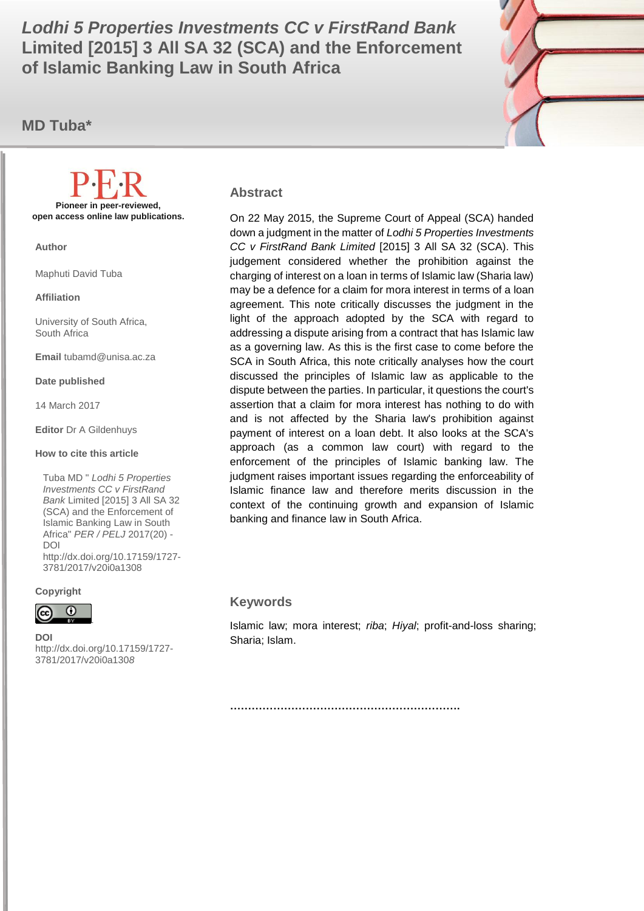# *Lodhi 5 Properties Investments CC v FirstRand Bank* Limited [2015] 3 All SA 32 (SCA) and the Enforcement of Islamic Banking Law in South Africa

**MD Tuba***

P·E·R

**Pioneer in peer-reviewed, open access online law publications.**

**Author**

Maphuti David Tuba

**Affiliation**

University of South Africa, South Africa

**Email** tubamd@unisa.ac.za

**Date published**

14 March 2017

**Editor** Dr A Gildenhuys

**How to cite this article**

Tuba MD " *Lodhi 5 Properties Investments CC v FirstRand Bank* Limited [2015] 3 All SA 32 (SCA) and the Enforcement of Islamic Banking Law in South Africa" *PER / PELJ* 2017(20) - DOI http://dx.doi.org/10.17159/1727-3781/2017/v20i0a1308

**Copyright**

**DOI**
http://dx.doi.org/10.17159/1727-3781/2017/v20i0a1308

## Abstract

On 22 May 2015, the Supreme Court of Appeal (SCA) handed down a judgment in the matter of *Lodhi 5 Properties Investments CC v FirstRand Bank Limited* [2015] 3 All SA 32 (SCA). This judgement considered whether the prohibition against the charging of interest on a loan in terms of Islamic law (Sharia law) may be a defence for a claim for mora interest in terms of a loan agreement. This note critically discusses the judgment in the light of the approach adopted by the SCA with regard to addressing a dispute arising from a contract that has Islamic law as a governing law. As this is the first case to come before the SCA in South Africa, this note critically analyses how the court discussed the principles of Islamic law as applicable to the dispute between the parties. In particular, it questions the court's assertion that a claim for mora interest has nothing to do with and is not affected by the Sharia law's prohibition against payment of interest on a loan debt. It also looks at the SCA's approach (as a common law court) with regard to the enforcement of the principles of Islamic banking law. The judgment raises important issues regarding the enforceability of Islamic finance law and therefore merits discussion in the context of the continuing growth and expansion of Islamic banking and finance law in South Africa.

## Keywords

Islamic law; mora interest; *riba*; *Hiyal*; profit-and-loss sharing; Sharia; Islam.

..............................................................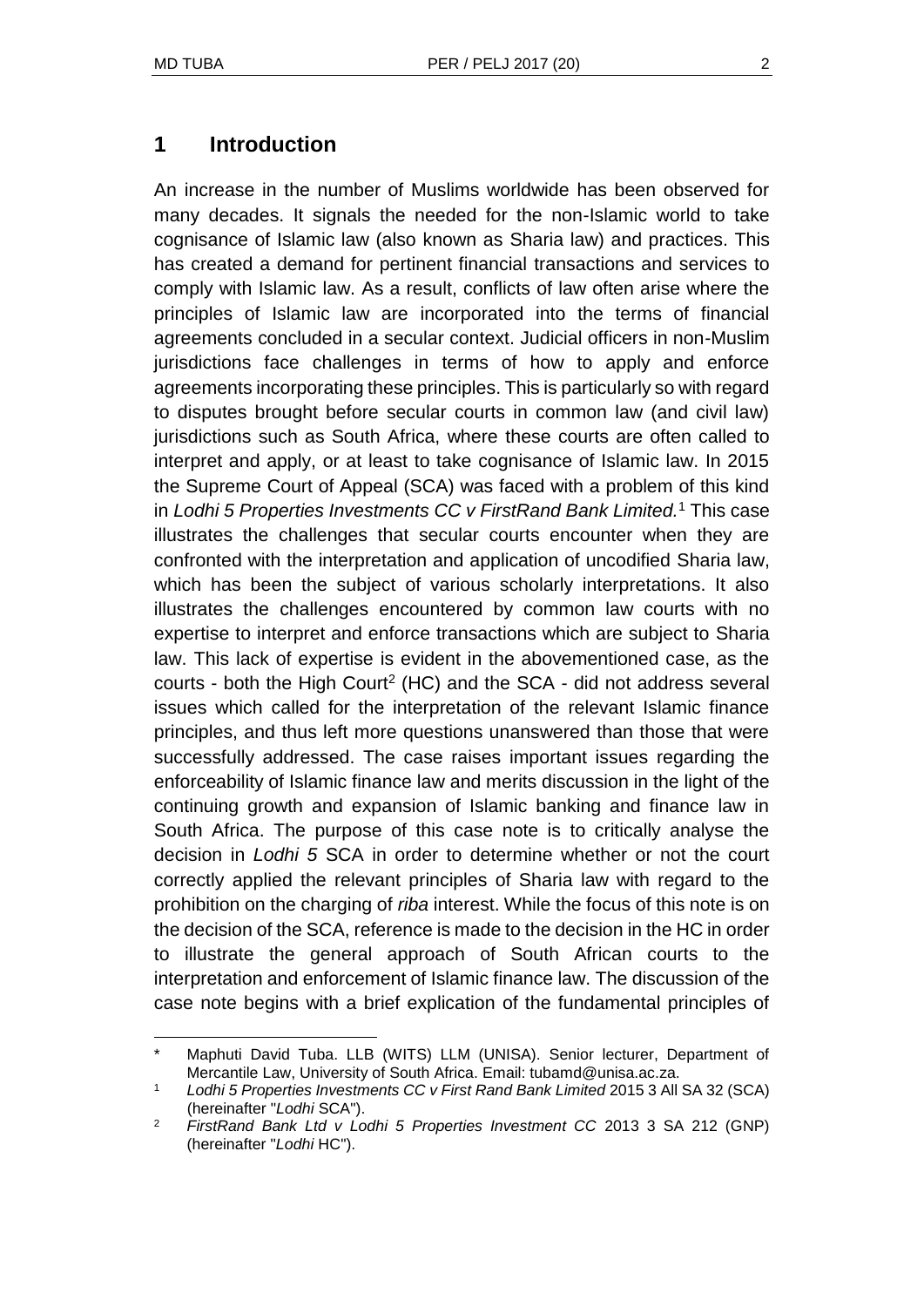## 1 Introduction

An increase in the number of Muslims worldwide has been observed for many decades. It signals the needed for the non-Islamic world to take cognisance of Islamic law (also known as Sharia law) and practices. This has created a demand for pertinent financial transactions and services to comply with Islamic law. As a result, conflicts of law often arise where the principles of Islamic law are incorporated into the terms of financial agreements concluded in a secular context. Judicial officers in non-Muslim jurisdictions face challenges in terms of how to apply and enforce agreements incorporating these principles. This is particularly so with regard to disputes brought before secular courts in common law (and civil law) jurisdictions such as South Africa, where these courts are often called to interpret and apply, or at least to take cognisance of Islamic law. In 2015 the Supreme Court of Appeal (SCA) was faced with a problem of this kind in *Lodhi 5 Properties Investments CC v FirstRand Bank Limited.*[1] This case illustrates the challenges that secular courts encounter when they are confronted with the interpretation and application of uncodified Sharia law, which has been the subject of various scholarly interpretations. It also illustrates the challenges encountered by common law courts with no expertise to interpret and enforce transactions which are subject to Sharia law. This lack of expertise is evident in the abovementioned case, as the courts - both the High Court[2] (HC) and the SCA - did not address several issues which called for the interpretation of the relevant Islamic finance principles, and thus left more questions unanswered than those that were successfully addressed. The case raises important issues regarding the enforceability of Islamic finance law and merits discussion in the light of the continuing growth and expansion of Islamic banking and finance law in South Africa. The purpose of this case note is to critically analyse the decision in *Lodhi 5* SCA in order to determine whether or not the court correctly applied the relevant principles of Sharia law with regard to the prohibition on the charging of *riba* interest. While the focus of this note is on the decision of the SCA, reference is made to the decision in the HC in order to illustrate the general approach of South African courts to the interpretation and enforcement of Islamic finance law. The discussion of the case note begins with a brief explication of the fundamental principles of

---

\* Maphuti David Tuba. LLB (WITS) LLM (UNISA). Senior lecturer, Department of Mercantile Law, University of South Africa. Email: tubamd@unisa.ac.za.

[1] *Lodhi 5 Properties Investments CC v First Rand Bank Limited* 2015 3 All SA 32 (SCA) (hereinafter "*Lodhi* SCA").

[2] *FirstRand Bank Ltd v Lodhi 5 Properties Investment CC* 2013 3 SA 212 (GNP) (hereinafter "*Lodhi* HC").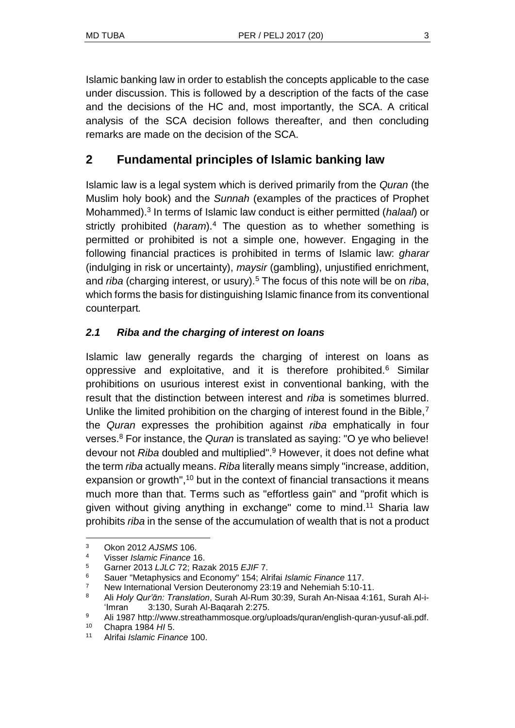Islamic banking law in order to establish the concepts applicable to the case under discussion. This is followed by a description of the facts of the case and the decisions of the HC and, most importantly, the SCA. A critical analysis of the SCA decision follows thereafter, and then concluding remarks are made on the decision of the SCA.

## 2 Fundamental principles of Islamic banking law

Islamic law is a legal system which is derived primarily from the *Quran* (the Muslim holy book) and the *Sunnah* (examples of the practices of Prophet Mohammed).[3] In terms of Islamic law conduct is either permitted (*halaal*) or strictly prohibited (*haram*).[4] The question as to whether something is permitted or prohibited is not a simple one, however. Engaging in the following financial practices is prohibited in terms of Islamic law: *gharar* (indulging in risk or uncertainty), *maysir* (gambling), unjustified enrichment, and *riba* (charging interest, or usury).[5] The focus of this note will be on *riba*, which forms the basis for distinguishing Islamic finance from its conventional counterpart.

### *2.1 Riba and the charging of interest on loans*

Islamic law generally regards the charging of interest on loans as oppressive and exploitative, and it is therefore prohibited.[6] Similar prohibitions on usurious interest exist in conventional banking, with the result that the distinction between interest and *riba* is sometimes blurred. Unlike the limited prohibition on the charging of interest found in the Bible,[7] the *Quran* expresses the prohibition against *riba* emphatically in four verses.[8] For instance, the *Quran* is translated as saying: "O ye who believe! devour not *Riba* doubled and multiplied".[9] However, it does not define what the term *riba* actually means. *Riba* literally means simply "increase, addition, expansion or growth",[10] but in the context of financial transactions it means much more than that. Terms such as "effortless gain" and "profit which is given without giving anything in exchange" come to mind.[11] Sharia law prohibits *riba* in the sense of the accumulation of wealth that is not a product

---

[3] Okon 2012 *AJSMS* 106.

[4] Visser *Islamic Finance* 16.

[5] Garner 2013 *LJLC* 72; Razak 2015 *EJIF* 7.

[6] Sauer "Metaphysics and Economy" 154; Alrifai *Islamic Finance* 117.

[7] New International Version Deuteronomy 23:19 and Nehemiah 5:10-11.

[8] Ali *Holy Qur'ān: Translation*, Surah Al-Rum 30:39, Surah An-Nisaa 4:161, Surah Al-i-'Imran 3:130, Surah Al-Baqarah 2:275.

[9] Ali 1987 http://www.streathammosque.org/uploads/quran/english-quran-yusuf-ali.pdf.

[10] Chapra 1984 *HI* 5.

[11] Alrifai *Islamic Finance* 100.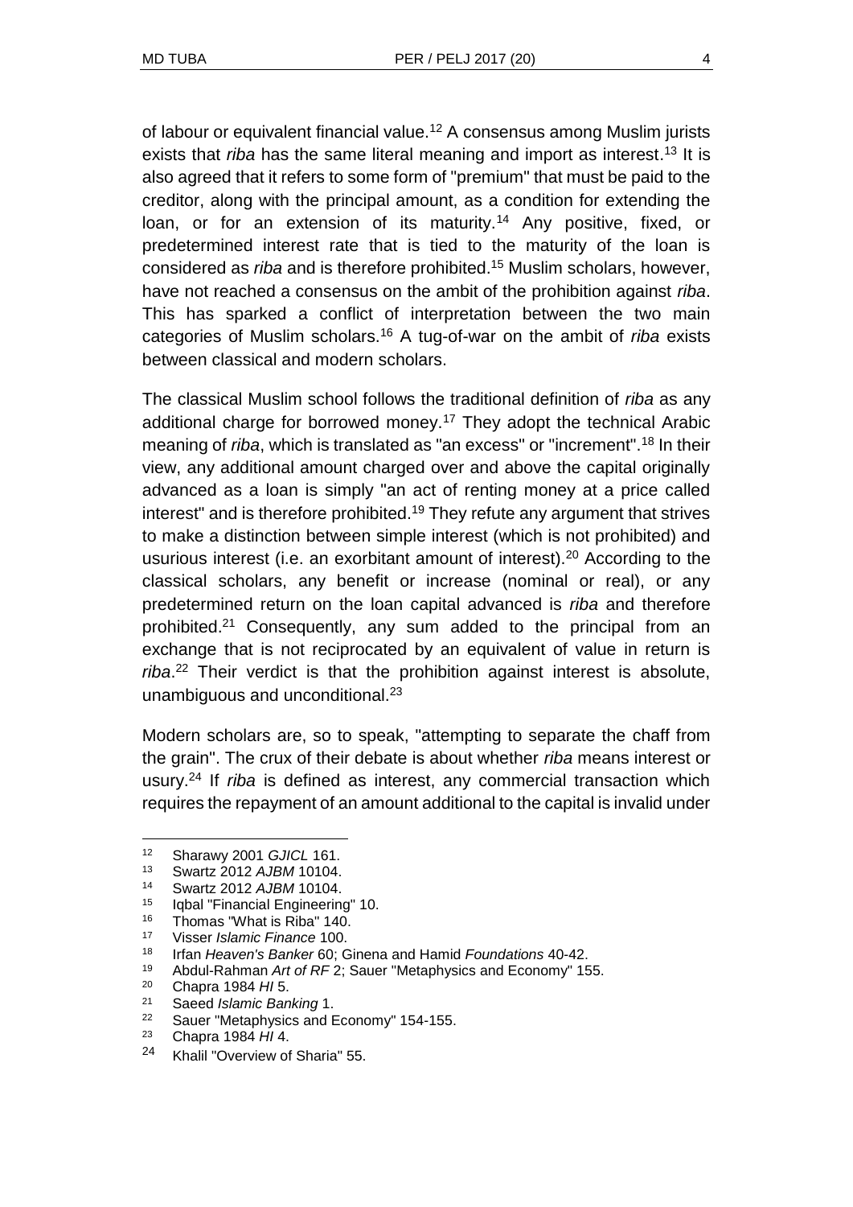of labour or equivalent financial value.[12] A consensus among Muslim jurists exists that *riba* has the same literal meaning and import as interest.[13] It is also agreed that it refers to some form of "premium" that must be paid to the creditor, along with the principal amount, as a condition for extending the loan, or for an extension of its maturity.[14] Any positive, fixed, or predetermined interest rate that is tied to the maturity of the loan is considered as *riba* and is therefore prohibited.[15] Muslim scholars, however, have not reached a consensus on the ambit of the prohibition against *riba*. This has sparked a conflict of interpretation between the two main categories of Muslim scholars.[16] A tug-of-war on the ambit of *riba* exists between classical and modern scholars.

The classical Muslim school follows the traditional definition of *riba* as any additional charge for borrowed money.[17] They adopt the technical Arabic meaning of *riba*, which is translated as "an excess" or "increment".[18] In their view, any additional amount charged over and above the capital originally advanced as a loan is simply "an act of renting money at a price called interest" and is therefore prohibited.[19] They refute any argument that strives to make a distinction between simple interest (which is not prohibited) and usurious interest (i.e. an exorbitant amount of interest).[20] According to the classical scholars, any benefit or increase (nominal or real), or any predetermined return on the loan capital advanced is *riba* and therefore prohibited.[21] Consequently, any sum added to the principal from an exchange that is not reciprocated by an equivalent of value in return is *riba*.[22] Their verdict is that the prohibition against interest is absolute, unambiguous and unconditional.[23]

Modern scholars are, so to speak, "attempting to separate the chaff from the grain". The crux of their debate is about whether *riba* means interest or usury.[24] If *riba* is defined as interest, any commercial transaction which requires the repayment of an amount additional to the capital is invalid under

---

[12] Sharawy 2001 *GJICL* 161.

[13] Swartz 2012 *AJBM* 10104.

[14] Swartz 2012 *AJBM* 10104.

[15] Iqbal "Financial Engineering" 10.

[16] Thomas "What is Riba" 140.

[17] Visser *Islamic Finance* 100.

[18] Irfan *Heaven's Banker* 60; Ginena and Hamid *Foundations* 40-42.

[19] Abdul-Rahman *Art of RF* 2; Sauer "Metaphysics and Economy" 155.

[20] Chapra 1984 *HI* 5.

[21] Saeed *Islamic Banking* 1.

[22] Sauer "Metaphysics and Economy" 154-155.

[23] Chapra 1984 *HI* 4.

[24] Khalil "Overview of Sharia" 55.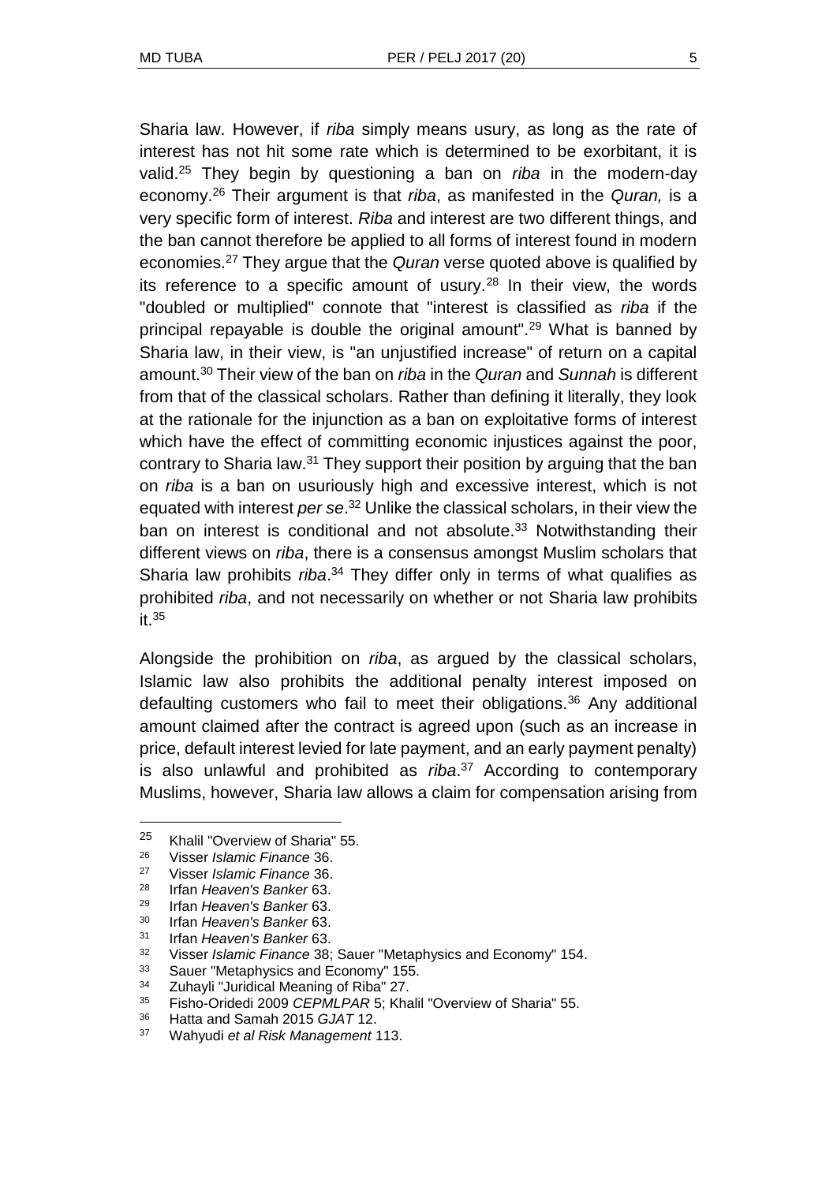Sharia law. However, if *riba* simply means usury, as long as the rate of interest has not hit some rate which is determined to be exorbitant, it is valid.[25] They begin by questioning a ban on *riba* in the modern-day economy.[26] Their argument is that *riba*, as manifested in the *Quran,* is a very specific form of interest. *Riba* and interest are two different things, and the ban cannot therefore be applied to all forms of interest found in modern economies.[27] They argue that the *Quran* verse quoted above is qualified by its reference to a specific amount of usury.[28] In their view, the words "doubled or multiplied" connote that "interest is classified as *riba* if the principal repayable is double the original amount".[29] What is banned by Sharia law, in their view, is "an unjustified increase" of return on a capital amount.[30] Their view of the ban on *riba* in the *Quran* and *Sunnah* is different from that of the classical scholars. Rather than defining it literally, they look at the rationale for the injunction as a ban on exploitative forms of interest which have the effect of committing economic injustices against the poor, contrary to Sharia law.[31] They support their position by arguing that the ban on *riba* is a ban on usuriously high and excessive interest, which is not equated with interest *per se*.[32] Unlike the classical scholars, in their view the ban on interest is conditional and not absolute.[33] Notwithstanding their different views on *riba*, there is a consensus amongst Muslim scholars that Sharia law prohibits *riba*.[34] They differ only in terms of what qualifies as prohibited *riba*, and not necessarily on whether or not Sharia law prohibits it.[35]

Alongside the prohibition on *riba*, as argued by the classical scholars, Islamic law also prohibits the additional penalty interest imposed on defaulting customers who fail to meet their obligations.[36] Any additional amount claimed after the contract is agreed upon (such as an increase in price, default interest levied for late payment, and an early payment penalty) is also unlawful and prohibited as *riba*.[37] According to contemporary Muslims, however, Sharia law allows a claim for compensation arising from

---

[25] Khalil "Overview of Sharia" 55.
[26] Visser *Islamic Finance* 36.
[27] Visser *Islamic Finance* 36.
[28] Irfan *Heaven's Banker* 63.
[29] Irfan *Heaven's Banker* 63.
[30] Irfan *Heaven's Banker* 63.
[31] Irfan *Heaven's Banker* 63.
[32] Visser *Islamic Finance* 38; Sauer "Metaphysics and Economy" 154.
[33] Sauer "Metaphysics and Economy" 155.
[34] Zuhayli "Juridical Meaning of Riba" 27.
[35] Fisho-Oridedi 2009 *CEPMLPAR* 5; Khalil "Overview of Sharia" 55.
[36] Hatta and Samah 2015 *GJAT* 12.
[37] Wahyudi *et al Risk Management* 113.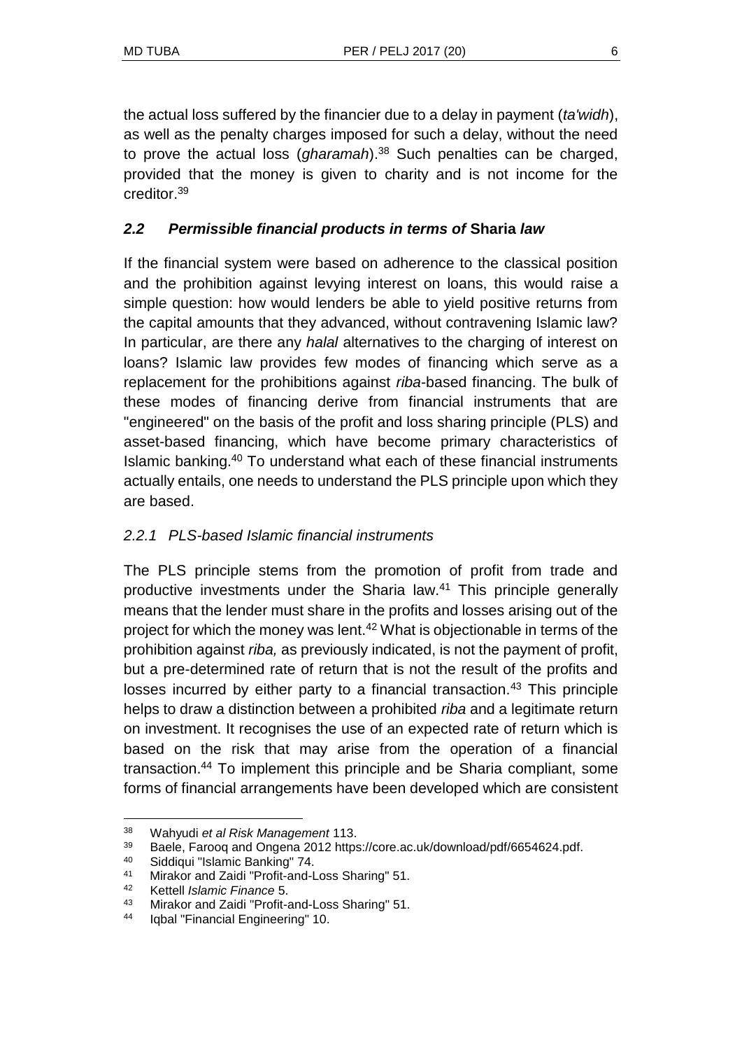the actual loss suffered by the financier due to a delay in payment (*ta'widh*), as well as the penalty charges imposed for such a delay, without the need to prove the actual loss (*gharamah*).[38] Such penalties can be charged, provided that the money is given to charity and is not income for the creditor.[39]

### *2.2 Permissible financial products in terms of* **Sharia** *law*

If the financial system were based on adherence to the classical position and the prohibition against levying interest on loans, this would raise a simple question: how would lenders be able to yield positive returns from the capital amounts that they advanced, without contravening Islamic law? In particular, are there any *halal* alternatives to the charging of interest on loans? Islamic law provides few modes of financing which serve as a replacement for the prohibitions against *riba*-based financing. The bulk of these modes of financing derive from financial instruments that are "engineered" on the basis of the profit and loss sharing principle (PLS) and asset-based financing, which have become primary characteristics of Islamic banking.[40] To understand what each of these financial instruments actually entails, one needs to understand the PLS principle upon which they are based.

#### *2.2.1 PLS-based Islamic financial instruments*

The PLS principle stems from the promotion of profit from trade and productive investments under the Sharia law.[41] This principle generally means that the lender must share in the profits and losses arising out of the project for which the money was lent.[42] What is objectionable in terms of the prohibition against *riba,* as previously indicated, is not the payment of profit, but a pre-determined rate of return that is not the result of the profits and losses incurred by either party to a financial transaction.[43] This principle helps to draw a distinction between a prohibited *riba* and a legitimate return on investment. It recognises the use of an expected rate of return which is based on the risk that may arise from the operation of a financial transaction.[44] To implement this principle and be Sharia compliant, some forms of financial arrangements have been developed which are consistent

---

38 Wahyudi *et al Risk Management* 113.
39 Baele, Farooq and Ongena 2012 https://core.ac.uk/download/pdf/6654624.pdf.
40 Siddiqui "Islamic Banking" 74.
41 Mirakor and Zaidi "Profit-and-Loss Sharing" 51.
42 Kettell *Islamic Finance* 5.
43 Mirakor and Zaidi "Profit-and-Loss Sharing" 51.
44 Iqbal "Financial Engineering" 10.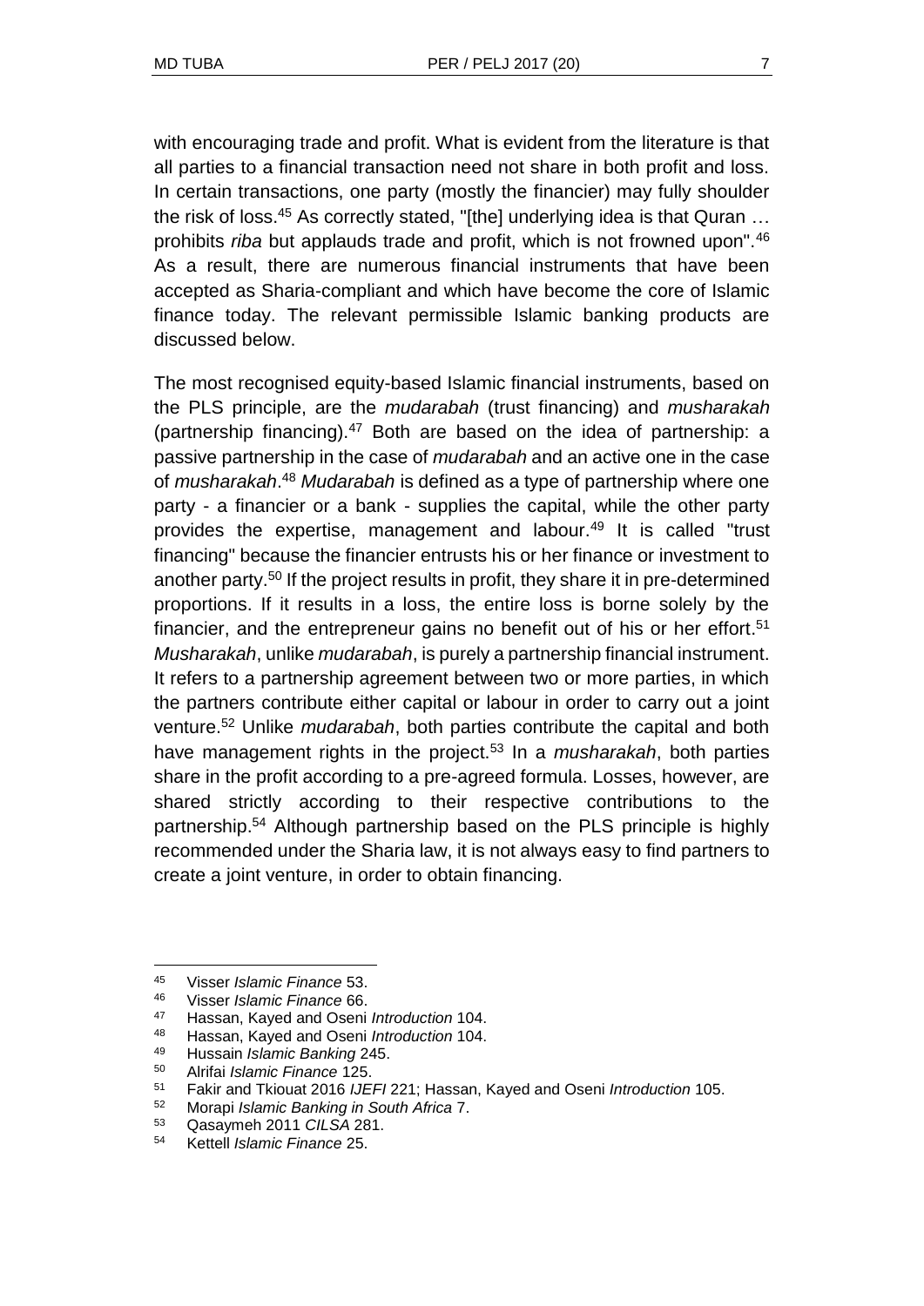with encouraging trade and profit. What is evident from the literature is that all parties to a financial transaction need not share in both profit and loss. In certain transactions, one party (mostly the financier) may fully shoulder the risk of loss.[45] As correctly stated, "[the] underlying idea is that Quran … prohibits *riba* but applauds trade and profit, which is not frowned upon".[46] As a result, there are numerous financial instruments that have been accepted as Sharia-compliant and which have become the core of Islamic finance today. The relevant permissible Islamic banking products are discussed below.

The most recognised equity-based Islamic financial instruments, based on the PLS principle, are the *mudarabah* (trust financing) and *musharakah* (partnership financing).[47] Both are based on the idea of partnership: a passive partnership in the case of *mudarabah* and an active one in the case of *musharakah*.[48] *Mudarabah* is defined as a type of partnership where one party - a financier or a bank - supplies the capital, while the other party provides the expertise, management and labour.[49] It is called "trust financing" because the financier entrusts his or her finance or investment to another party.[50] If the project results in profit, they share it in pre-determined proportions. If it results in a loss, the entire loss is borne solely by the financier, and the entrepreneur gains no benefit out of his or her effort.[51] *Musharakah*, unlike *mudarabah*, is purely a partnership financial instrument. It refers to a partnership agreement between two or more parties, in which the partners contribute either capital or labour in order to carry out a joint venture.[52] Unlike *mudarabah*, both parties contribute the capital and both have management rights in the project.[53] In a *musharakah*, both parties share in the profit according to a pre-agreed formula. Losses, however, are shared strictly according to their respective contributions to the partnership.[54] Although partnership based on the PLS principle is highly recommended under the Sharia law, it is not always easy to find partners to create a joint venture, in order to obtain financing.

---

[45] Visser *Islamic Finance* 53.

[46] Visser *Islamic Finance* 66.

[47] Hassan, Kayed and Oseni *Introduction* 104.

[48] Hassan, Kayed and Oseni *Introduction* 104.

[49] Hussain *Islamic Banking* 245.

[50] Alrifai *Islamic Finance* 125.

[51] Fakir and Tkiouat 2016 *IJEFI* 221; Hassan, Kayed and Oseni *Introduction* 105.

[52] Morapi *Islamic Banking in South Africa* 7.

[53] Qasaymeh 2011 *CILSA* 281.

[54] Kettell *Islamic Finance* 25.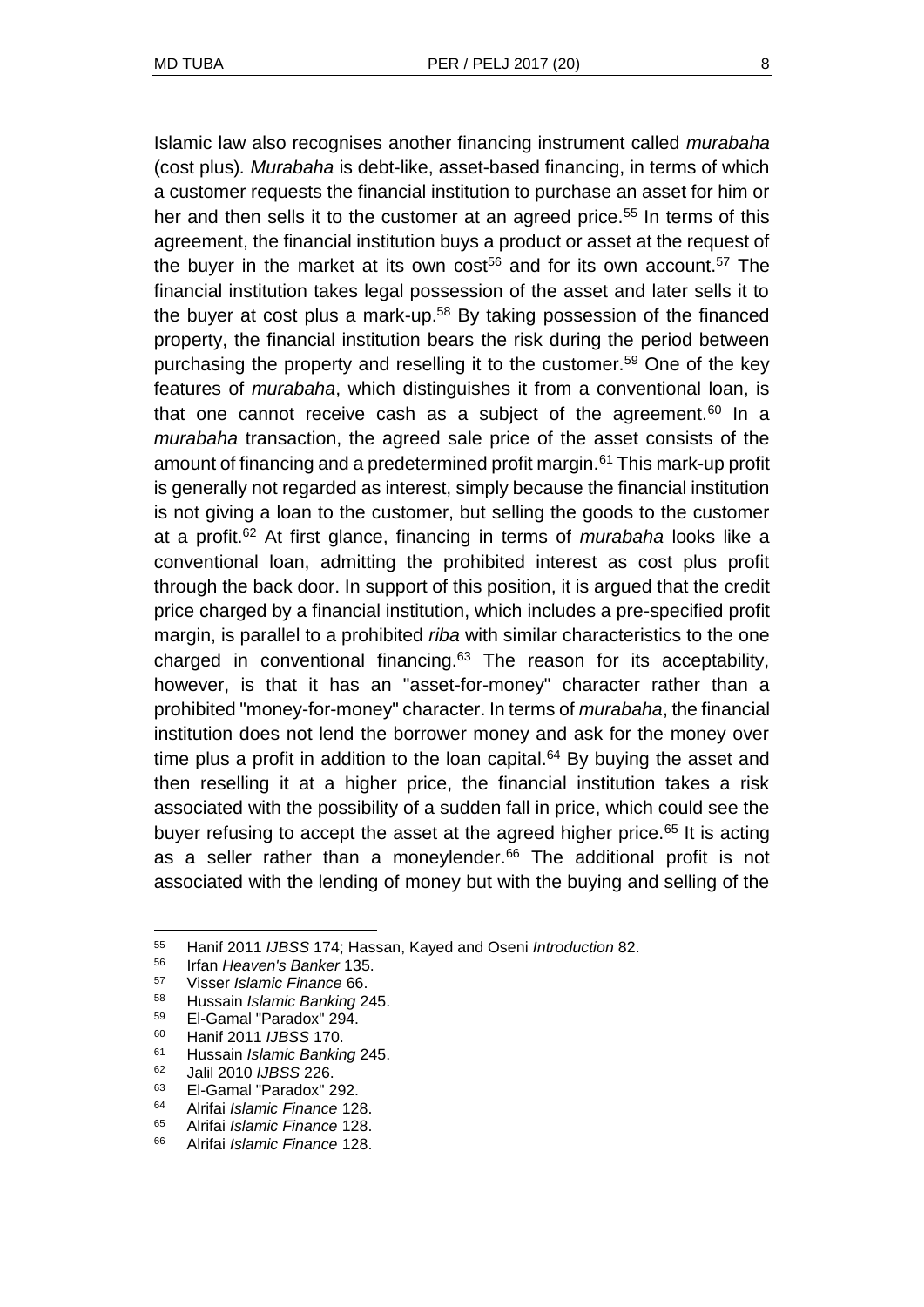Islamic law also recognises another financing instrument called *murabaha* (cost plus). *Murabaha* is debt-like, asset-based financing, in terms of which a customer requests the financial institution to purchase an asset for him or her and then sells it to the customer at an agreed price.[55] In terms of this agreement, the financial institution buys a product or asset at the request of the buyer in the market at its own cost[56] and for its own account.[57] The financial institution takes legal possession of the asset and later sells it to the buyer at cost plus a mark-up.[58] By taking possession of the financed property, the financial institution bears the risk during the period between purchasing the property and reselling it to the customer.[59] One of the key features of *murabaha*, which distinguishes it from a conventional loan, is that one cannot receive cash as a subject of the agreement.[60] In a *murabaha* transaction, the agreed sale price of the asset consists of the amount of financing and a predetermined profit margin.[61] This mark-up profit is generally not regarded as interest, simply because the financial institution is not giving a loan to the customer, but selling the goods to the customer at a profit.[62] At first glance, financing in terms of *murabaha* looks like a conventional loan, admitting the prohibited interest as cost plus profit through the back door. In support of this position, it is argued that the credit price charged by a financial institution, which includes a pre-specified profit margin, is parallel to a prohibited *riba* with similar characteristics to the one charged in conventional financing.[63] The reason for its acceptability, however, is that it has an "asset-for-money" character rather than a prohibited "money-for-money" character. In terms of *murabaha*, the financial institution does not lend the borrower money and ask for the money over time plus a profit in addition to the loan capital.[64] By buying the asset and then reselling it at a higher price, the financial institution takes a risk associated with the possibility of a sudden fall in price, which could see the buyer refusing to accept the asset at the agreed higher price.[65] It is acting as a seller rather than a moneylender.[66] The additional profit is not associated with the lending of money but with the buying and selling of the

---

[55] Hanif 2011 *IJBSS* 174; Hassan, Kayed and Oseni *Introduction* 82.
[56] Irfan *Heaven's Banker* 135.
[57] Visser *Islamic Finance* 66.
[58] Hussain *Islamic Banking* 245.
[59] El-Gamal "Paradox" 294.
[60] Hanif 2011 *IJBSS* 170.
[61] Hussain *Islamic Banking* 245.
[62] Jalil 2010 *IJBSS* 226.
[63] El-Gamal "Paradox" 292.
[64] Alrifai *Islamic Finance* 128.
[65] Alrifai *Islamic Finance* 128.
[66] Alrifai *Islamic Finance* 128.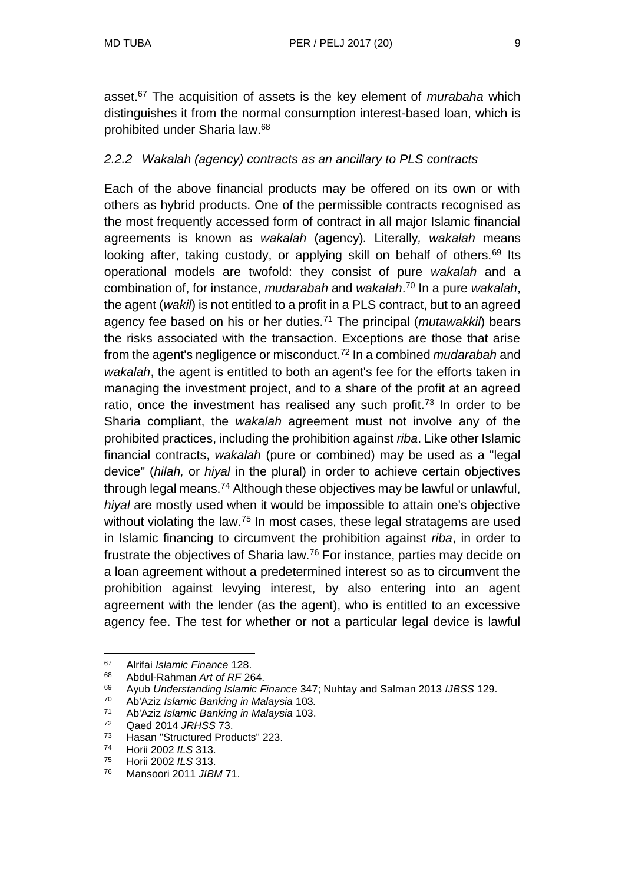asset.[67] The acquisition of assets is the key element of *murabaha* which distinguishes it from the normal consumption interest-based loan, which is prohibited under Sharia law.[68]

### *2.2.2 Wakalah (agency) contracts as an ancillary to PLS contracts*

Each of the above financial products may be offered on its own or with others as hybrid products. One of the permissible contracts recognised as the most frequently accessed form of contract in all major Islamic financial agreements is known as *wakalah* (agency). Literally, *wakalah* means looking after, taking custody, or applying skill on behalf of others.[69] Its operational models are twofold: they consist of pure *wakalah* and a combination of, for instance, *mudarabah* and *wakalah*.[70] In a pure *wakalah*, the agent (*wakil*) is not entitled to a profit in a PLS contract, but to an agreed agency fee based on his or her duties.[71] The principal (*mutawakkil*) bears the risks associated with the transaction. Exceptions are those that arise from the agent's negligence or misconduct.[72] In a combined *mudarabah* and *wakalah*, the agent is entitled to both an agent's fee for the efforts taken in managing the investment project, and to a share of the profit at an agreed ratio, once the investment has realised any such profit.[73] In order to be Sharia compliant, the *wakalah* agreement must not involve any of the prohibited practices, including the prohibition against *riba*. Like other Islamic financial contracts, *wakalah* (pure or combined) may be used as a "legal device" (*hilah,* or *hiyal* in the plural) in order to achieve certain objectives through legal means.[74] Although these objectives may be lawful or unlawful, *hiyal* are mostly used when it would be impossible to attain one's objective without violating the law.[75] In most cases, these legal stratagems are used in Islamic financing to circumvent the prohibition against *riba*, in order to frustrate the objectives of Sharia law.[76] For instance, parties may decide on a loan agreement without a predetermined interest so as to circumvent the prohibition against levying interest, by also entering into an agent agreement with the lender (as the agent), who is entitled to an excessive agency fee. The test for whether or not a particular legal device is lawful

---

67 Alrifai *Islamic Finance* 128.

68 Abdul-Rahman *Art of RF* 264.

69 Ayub *Understanding Islamic Finance* 347; Nuhtay and Salman 2013 *IJBSS* 129.

70 Ab'Aziz *Islamic Banking in Malaysia* 103.

71 Ab'Aziz *Islamic Banking in Malaysia* 103.

72 Qaed 2014 *JRHSS* 73.

73 Hasan "Structured Products" 223.

74 Horii 2002 *ILS* 313.

75 Horii 2002 *ILS* 313.

76 Mansoori 2011 *JIBM* 71.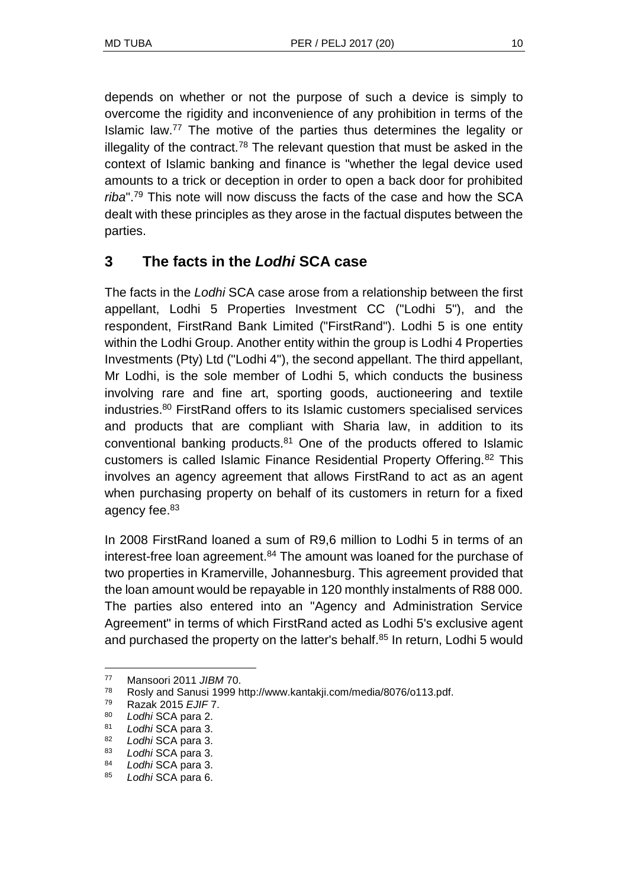depends on whether or not the purpose of such a device is simply to overcome the rigidity and inconvenience of any prohibition in terms of the Islamic law.[77] The motive of the parties thus determines the legality or illegality of the contract.[78] The relevant question that must be asked in the context of Islamic banking and finance is "whether the legal device used amounts to a trick or deception in order to open a back door for prohibited *riba*".[79] This note will now discuss the facts of the case and how the SCA dealt with these principles as they arose in the factual disputes between the parties.

## 3 The facts in the *Lodhi* SCA case

The facts in the *Lodhi* SCA case arose from a relationship between the first appellant, Lodhi 5 Properties Investment CC ("Lodhi 5"), and the respondent, FirstRand Bank Limited ("FirstRand"). Lodhi 5 is one entity within the Lodhi Group. Another entity within the group is Lodhi 4 Properties Investments (Pty) Ltd ("Lodhi 4"), the second appellant. The third appellant, Mr Lodhi, is the sole member of Lodhi 5, which conducts the business involving rare and fine art, sporting goods, auctioneering and textile industries.[80] FirstRand offers to its Islamic customers specialised services and products that are compliant with Sharia law, in addition to its conventional banking products.[81] One of the products offered to Islamic customers is called Islamic Finance Residential Property Offering.[82] This involves an agency agreement that allows FirstRand to act as an agent when purchasing property on behalf of its customers in return for a fixed agency fee.[83]

In 2008 FirstRand loaned a sum of R9,6 million to Lodhi 5 in terms of an interest-free loan agreement.[84] The amount was loaned for the purchase of two properties in Kramerville, Johannesburg. This agreement provided that the loan amount would be repayable in 120 monthly instalments of R88 000. The parties also entered into an "Agency and Administration Service Agreement" in terms of which FirstRand acted as Lodhi 5's exclusive agent and purchased the property on the latter's behalf.[85] In return, Lodhi 5 would

---

[77] Mansoori 2011 *JIBM* 70.

[78] Rosly and Sanusi 1999 http://www.kantakji.com/media/8076/o113.pdf.

[79] Razak 2015 *EJIF* 7.

[80] *Lodhi* SCA para 2.

[81] *Lodhi* SCA para 3.

[82] *Lodhi* SCA para 3.

[83] *Lodhi* SCA para 3.

[84] *Lodhi* SCA para 3.

[85] *Lodhi* SCA para 6.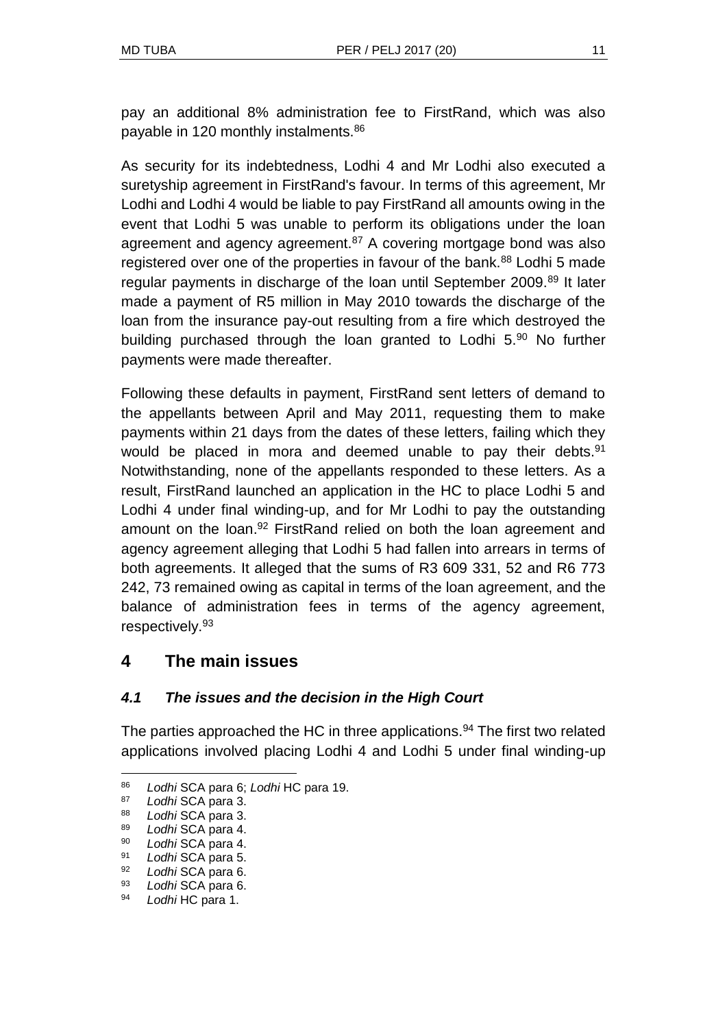pay an additional 8% administration fee to FirstRand, which was also payable in 120 monthly instalments.[86]

As security for its indebtedness, Lodhi 4 and Mr Lodhi also executed a suretyship agreement in FirstRand's favour. In terms of this agreement, Mr Lodhi and Lodhi 4 would be liable to pay FirstRand all amounts owing in the event that Lodhi 5 was unable to perform its obligations under the loan agreement and agency agreement.[87] A covering mortgage bond was also registered over one of the properties in favour of the bank.[88] Lodhi 5 made regular payments in discharge of the loan until September 2009.[89] It later made a payment of R5 million in May 2010 towards the discharge of the loan from the insurance pay-out resulting from a fire which destroyed the building purchased through the loan granted to Lodhi 5.[90] No further payments were made thereafter.

Following these defaults in payment, FirstRand sent letters of demand to the appellants between April and May 2011, requesting them to make payments within 21 days from the dates of these letters, failing which they would be placed in mora and deemed unable to pay their debts.[91] Notwithstanding, none of the appellants responded to these letters. As a result, FirstRand launched an application in the HC to place Lodhi 5 and Lodhi 4 under final winding-up, and for Mr Lodhi to pay the outstanding amount on the loan.[92] FirstRand relied on both the loan agreement and agency agreement alleging that Lodhi 5 had fallen into arrears in terms of both agreements. It alleged that the sums of R3 609 331, 52 and R6 773 242, 73 remained owing as capital in terms of the loan agreement, and the balance of administration fees in terms of the agency agreement, respectively.[93]

## 4 The main issues

### *4.1 The issues and the decision in the High Court*

The parties approached the HC in three applications.[94] The first two related applications involved placing Lodhi 4 and Lodhi 5 under final winding-up

---

[86] *Lodhi* SCA para 6; *Lodhi* HC para 19.

[87] *Lodhi* SCA para 3.

[88] *Lodhi* SCA para 3.

[89] *Lodhi* SCA para 4.

[90] *Lodhi* SCA para 4.

[91] *Lodhi* SCA para 5.

[92] *Lodhi* SCA para 6.

[93] *Lodhi* SCA para 6.

[94] *Lodhi* HC para 1.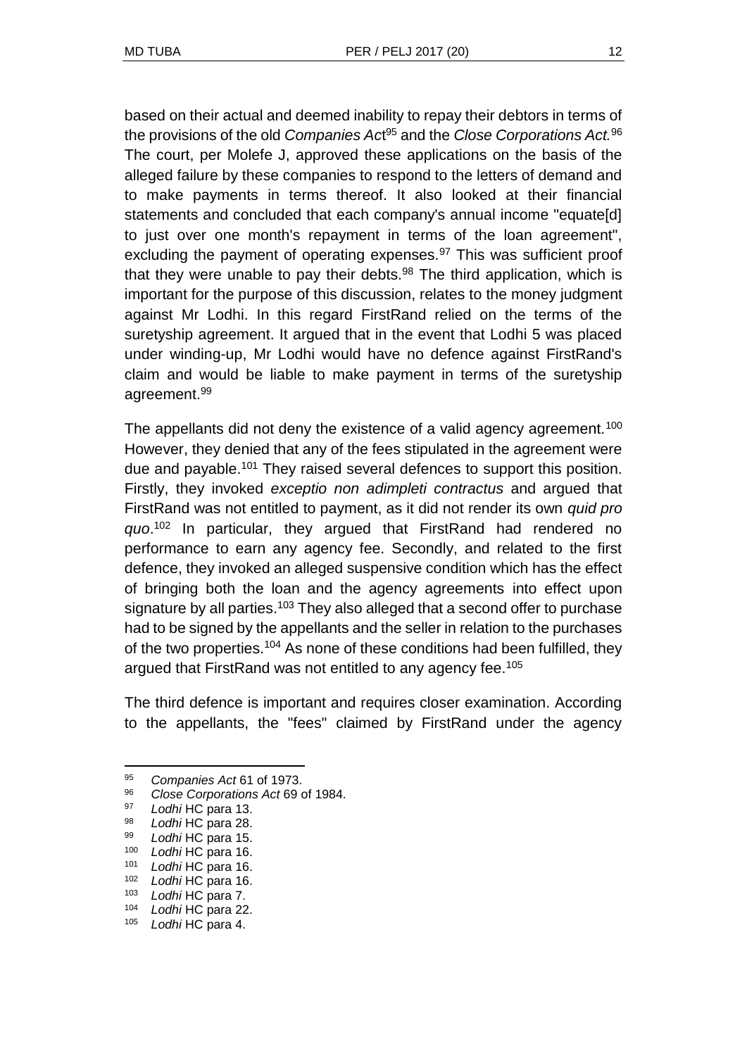based on their actual and deemed inability to repay their debtors in terms of the provisions of the old *Companies Act*[95] and the *Close Corporations Act.*[96] The court, per Molefe J, approved these applications on the basis of the alleged failure by these companies to respond to the letters of demand and to make payments in terms thereof. It also looked at their financial statements and concluded that each company's annual income "equate[d] to just over one month's repayment in terms of the loan agreement", excluding the payment of operating expenses.[97] This was sufficient proof that they were unable to pay their debts.[98] The third application, which is important for the purpose of this discussion, relates to the money judgment against Mr Lodhi. In this regard FirstRand relied on the terms of the suretyship agreement. It argued that in the event that Lodhi 5 was placed under winding-up, Mr Lodhi would have no defence against FirstRand's claim and would be liable to make payment in terms of the suretyship agreement.[99]

The appellants did not deny the existence of a valid agency agreement.[100] However, they denied that any of the fees stipulated in the agreement were due and payable.[101] They raised several defences to support this position. Firstly, they invoked *exceptio non adimpleti contractus* and argued that FirstRand was not entitled to payment, as it did not render its own *quid pro quo*.[102] In particular, they argued that FirstRand had rendered no performance to earn any agency fee. Secondly, and related to the first defence, they invoked an alleged suspensive condition which has the effect of bringing both the loan and the agency agreements into effect upon signature by all parties.[103] They also alleged that a second offer to purchase had to be signed by the appellants and the seller in relation to the purchases of the two properties.[104] As none of these conditions had been fulfilled, they argued that FirstRand was not entitled to any agency fee.[105]

The third defence is important and requires closer examination. According to the appellants, the "fees" claimed by FirstRand under the agency

---

95 *Companies Act* 61 of 1973.

96 *Close Corporations Act* 69 of 1984.

97 *Lodhi* HC para 13.

98 *Lodhi* HC para 28.

99 *Lodhi* HC para 15.

100 *Lodhi* HC para 16.

101 *Lodhi* HC para 16.

102 *Lodhi* HC para 16.

103 *Lodhi* HC para 7.

104 *Lodhi* HC para 22.

105 *Lodhi* HC para 4.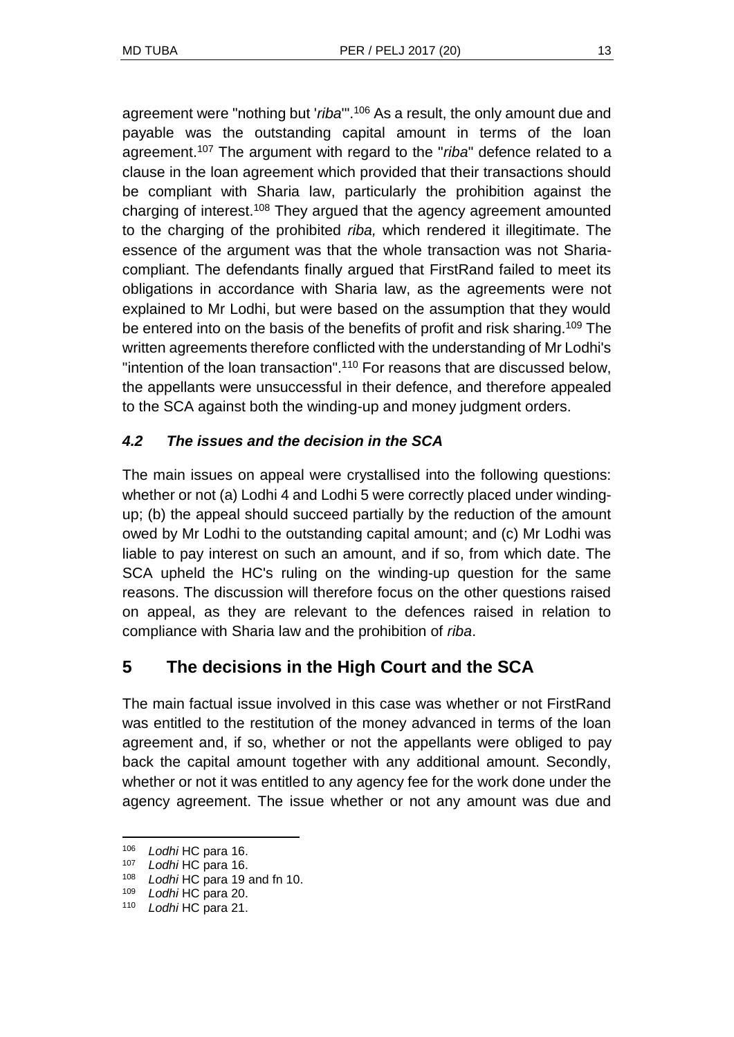agreement were "nothing but '*riba*'".[106] As a result, the only amount due and payable was the outstanding capital amount in terms of the loan agreement.[107] The argument with regard to the "*riba*" defence related to a clause in the loan agreement which provided that their transactions should be compliant with Sharia law, particularly the prohibition against the charging of interest.[108] They argued that the agency agreement amounted to the charging of the prohibited *riba,* which rendered it illegitimate. The essence of the argument was that the whole transaction was not Sharia-compliant. The defendants finally argued that FirstRand failed to meet its obligations in accordance with Sharia law, as the agreements were not explained to Mr Lodhi, but were based on the assumption that they would be entered into on the basis of the benefits of profit and risk sharing.[109] The written agreements therefore conflicted with the understanding of Mr Lodhi's "intention of the loan transaction".[110] For reasons that are discussed below, the appellants were unsuccessful in their defence, and therefore appealed to the SCA against both the winding-up and money judgment orders.

### *4.2 The issues and the decision in the SCA*

The main issues on appeal were crystallised into the following questions: whether or not (a) Lodhi 4 and Lodhi 5 were correctly placed under winding-up; (b) the appeal should succeed partially by the reduction of the amount owed by Mr Lodhi to the outstanding capital amount; and (c) Mr Lodhi was liable to pay interest on such an amount, and if so, from which date. The SCA upheld the HC's ruling on the winding-up question for the same reasons. The discussion will therefore focus on the other questions raised on appeal, as they are relevant to the defences raised in relation to compliance with Sharia law and the prohibition of *riba*.

## 5 The decisions in the High Court and the SCA

The main factual issue involved in this case was whether or not FirstRand was entitled to the restitution of the money advanced in terms of the loan agreement and, if so, whether or not the appellants were obliged to pay back the capital amount together with any additional amount. Secondly, whether or not it was entitled to any agency fee for the work done under the agency agreement. The issue whether or not any amount was due and

---

[106] *Lodhi* HC para 16.

[107] *Lodhi* HC para 16.

[108] *Lodhi* HC para 19 and fn 10.

[109] *Lodhi* HC para 20.

[110] *Lodhi* HC para 21.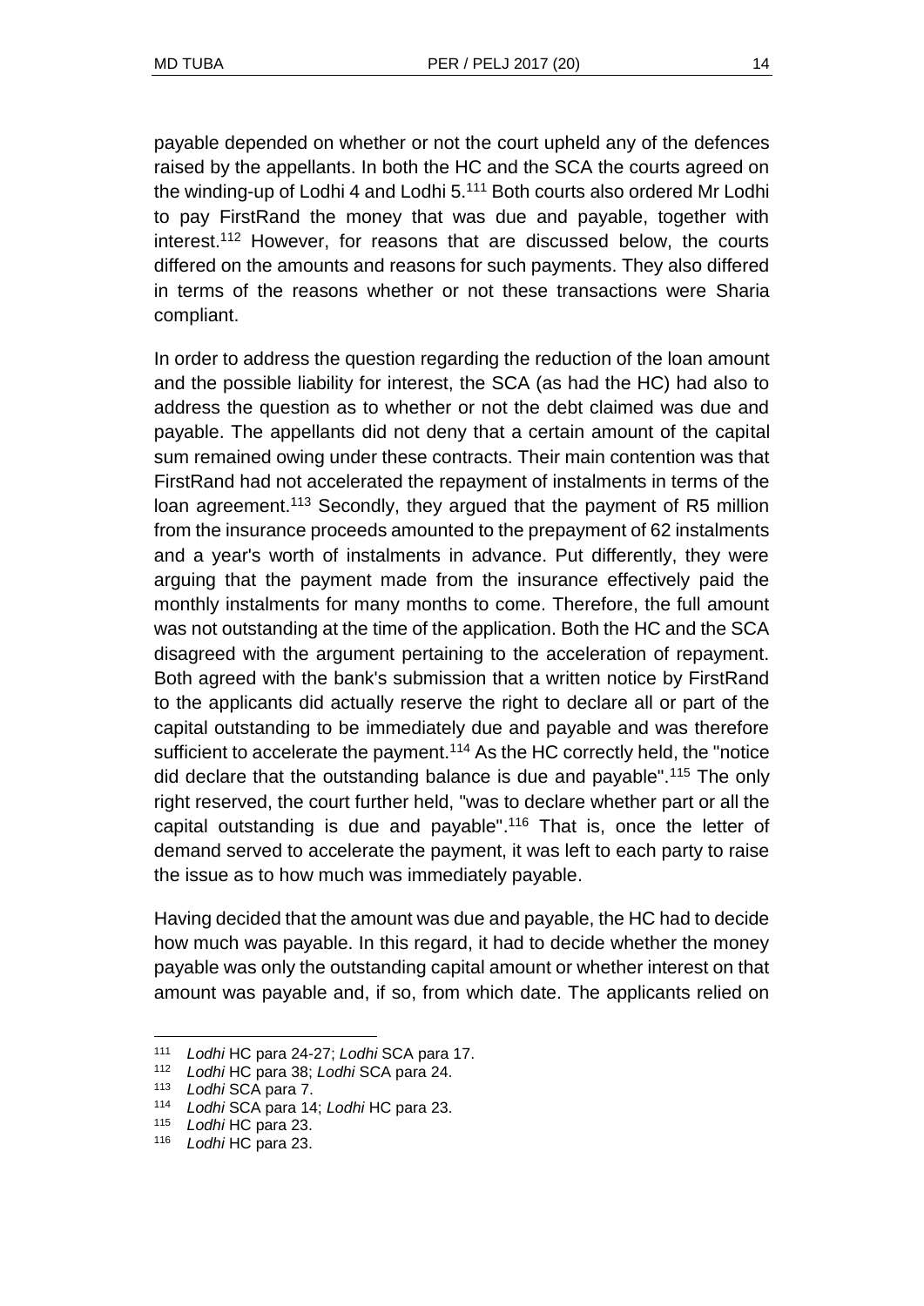payable depended on whether or not the court upheld any of the defences raised by the appellants. In both the HC and the SCA the courts agreed on the winding-up of Lodhi 4 and Lodhi 5.[111] Both courts also ordered Mr Lodhi to pay FirstRand the money that was due and payable, together with interest.[112] However, for reasons that are discussed below, the courts differed on the amounts and reasons for such payments. They also differed in terms of the reasons whether or not these transactions were Sharia compliant.

In order to address the question regarding the reduction of the loan amount and the possible liability for interest, the SCA (as had the HC) had also to address the question as to whether or not the debt claimed was due and payable. The appellants did not deny that a certain amount of the capital sum remained owing under these contracts. Their main contention was that FirstRand had not accelerated the repayment of instalments in terms of the loan agreement.[113] Secondly, they argued that the payment of R5 million from the insurance proceeds amounted to the prepayment of 62 instalments and a year's worth of instalments in advance. Put differently, they were arguing that the payment made from the insurance effectively paid the monthly instalments for many months to come. Therefore, the full amount was not outstanding at the time of the application. Both the HC and the SCA disagreed with the argument pertaining to the acceleration of repayment. Both agreed with the bank's submission that a written notice by FirstRand to the applicants did actually reserve the right to declare all or part of the capital outstanding to be immediately due and payable and was therefore sufficient to accelerate the payment.[114] As the HC correctly held, the "notice did declare that the outstanding balance is due and payable".[115] The only right reserved, the court further held, "was to declare whether part or all the capital outstanding is due and payable".[116] That is, once the letter of demand served to accelerate the payment, it was left to each party to raise the issue as to how much was immediately payable.

Having decided that the amount was due and payable, the HC had to decide how much was payable. In this regard, it had to decide whether the money payable was only the outstanding capital amount or whether interest on that amount was payable and, if so, from which date. The applicants relied on

---

[111] *Lodhi* HC para 24-27; *Lodhi* SCA para 17.

[112] *Lodhi* HC para 38; *Lodhi* SCA para 24.

[113] *Lodhi* SCA para 7.

[114] *Lodhi* SCA para 14; *Lodhi* HC para 23.

[115] *Lodhi* HC para 23.

[116] *Lodhi* HC para 23.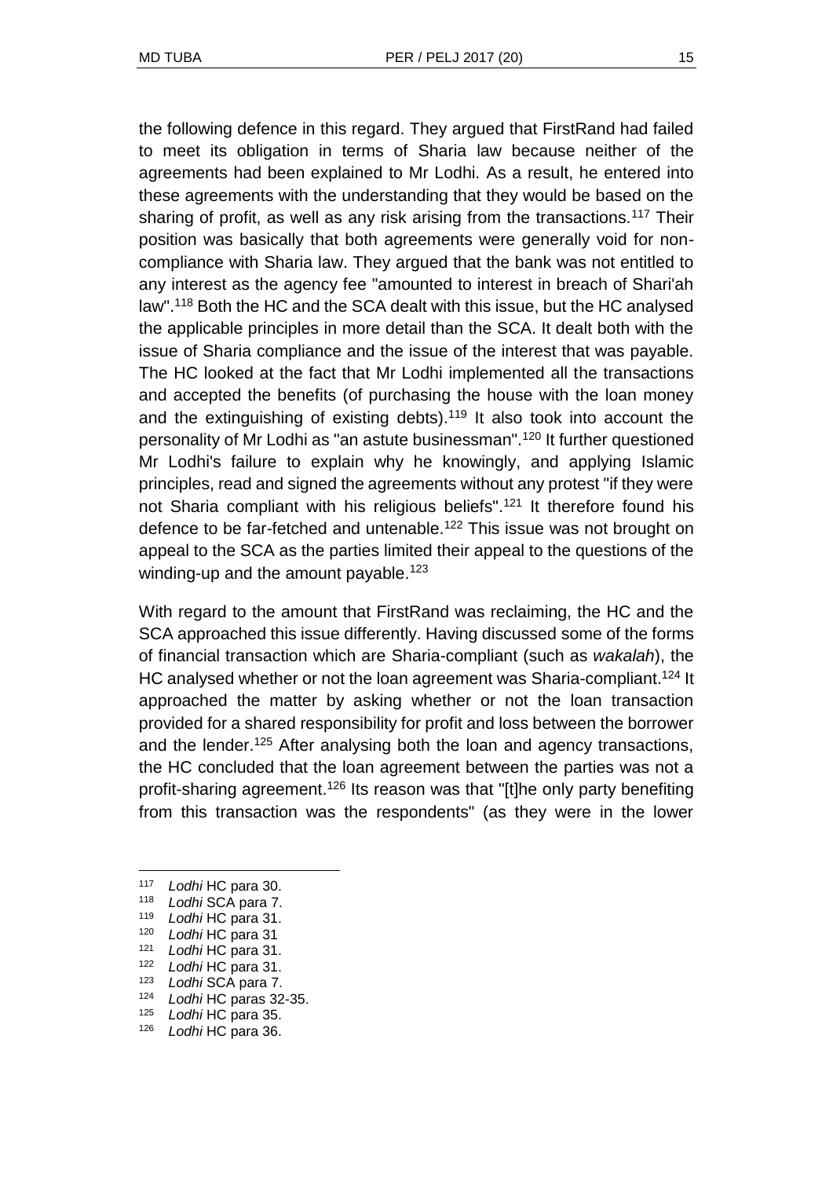the following defence in this regard. They argued that FirstRand had failed to meet its obligation in terms of Sharia law because neither of the agreements had been explained to Mr Lodhi. As a result, he entered into these agreements with the understanding that they would be based on the sharing of profit, as well as any risk arising from the transactions.[117] Their position was basically that both agreements were generally void for non-compliance with Sharia law. They argued that the bank was not entitled to any interest as the agency fee "amounted to interest in breach of Shari'ah law".[118] Both the HC and the SCA dealt with this issue, but the HC analysed the applicable principles in more detail than the SCA. It dealt both with the issue of Sharia compliance and the issue of the interest that was payable. The HC looked at the fact that Mr Lodhi implemented all the transactions and accepted the benefits (of purchasing the house with the loan money and the extinguishing of existing debts).[119] It also took into account the personality of Mr Lodhi as "an astute businessman".[120] It further questioned Mr Lodhi's failure to explain why he knowingly, and applying Islamic principles, read and signed the agreements without any protest "if they were not Sharia compliant with his religious beliefs".[121] It therefore found his defence to be far-fetched and untenable.[122] This issue was not brought on appeal to the SCA as the parties limited their appeal to the questions of the winding-up and the amount payable.[123]

With regard to the amount that FirstRand was reclaiming, the HC and the SCA approached this issue differently. Having discussed some of the forms of financial transaction which are Sharia-compliant (such as *wakalah*), the HC analysed whether or not the loan agreement was Sharia-compliant.[124] It approached the matter by asking whether or not the loan transaction provided for a shared responsibility for profit and loss between the borrower and the lender.[125] After analysing both the loan and agency transactions, the HC concluded that the loan agreement between the parties was not a profit-sharing agreement.[126] Its reason was that "[t]he only party benefiting from this transaction was the respondents" (as they were in the lower

---

[117] *Lodhi* HC para 30.

[118] *Lodhi* SCA para 7.

[119] *Lodhi* HC para 31.

[120] *Lodhi* HC para 31

[121] *Lodhi* HC para 31.

[122] *Lodhi* HC para 31.

[123] *Lodhi* SCA para 7.

[124] *Lodhi* HC paras 32-35.

[125] *Lodhi* HC para 35.

[126] *Lodhi* HC para 36.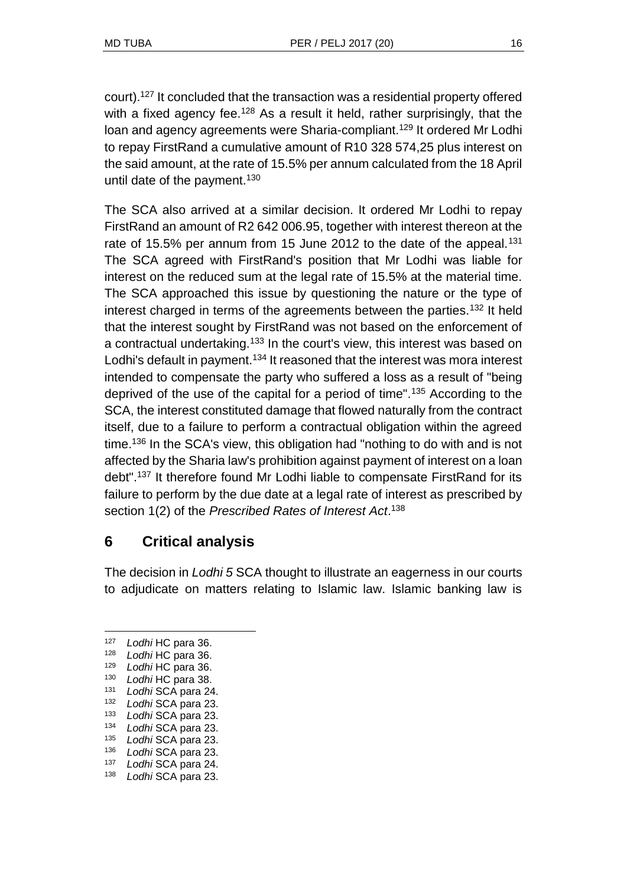court).[127] It concluded that the transaction was a residential property offered with a fixed agency fee.[128] As a result it held, rather surprisingly, that the loan and agency agreements were Sharia-compliant.[129] It ordered Mr Lodhi to repay FirstRand a cumulative amount of R10 328 574,25 plus interest on the said amount, at the rate of 15.5% per annum calculated from the 18 April until date of the payment.[130]

The SCA also arrived at a similar decision. It ordered Mr Lodhi to repay FirstRand an amount of R2 642 006.95, together with interest thereon at the rate of 15.5% per annum from 15 June 2012 to the date of the appeal.[131] The SCA agreed with FirstRand's position that Mr Lodhi was liable for interest on the reduced sum at the legal rate of 15.5% at the material time. The SCA approached this issue by questioning the nature or the type of interest charged in terms of the agreements between the parties.[132] It held that the interest sought by FirstRand was not based on the enforcement of a contractual undertaking.[133] In the court's view, this interest was based on Lodhi's default in payment.[134] It reasoned that the interest was mora interest intended to compensate the party who suffered a loss as a result of "being deprived of the use of the capital for a period of time".[135] According to the SCA, the interest constituted damage that flowed naturally from the contract itself, due to a failure to perform a contractual obligation within the agreed time.[136] In the SCA's view, this obligation had "nothing to do with and is not affected by the Sharia law's prohibition against payment of interest on a loan debt".[137] It therefore found Mr Lodhi liable to compensate FirstRand for its failure to perform by the due date at a legal rate of interest as prescribed by section 1(2) of the *Prescribed Rates of Interest Act*.[138]

## 6 Critical analysis

The decision in *Lodhi 5* SCA thought to illustrate an eagerness in our courts to adjudicate on matters relating to Islamic law. Islamic banking law is

---

[127] *Lodhi* HC para 36.
[128] *Lodhi* HC para 36.
[129] *Lodhi* HC para 36.
[130] *Lodhi* HC para 38.
[131] *Lodhi* SCA para 24.
[132] *Lodhi* SCA para 23.
[133] *Lodhi* SCA para 23.
[134] *Lodhi* SCA para 23.
[135] *Lodhi* SCA para 23.
[136] *Lodhi* SCA para 23.
[137] *Lodhi* SCA para 24.
[138] *Lodhi* SCA para 23.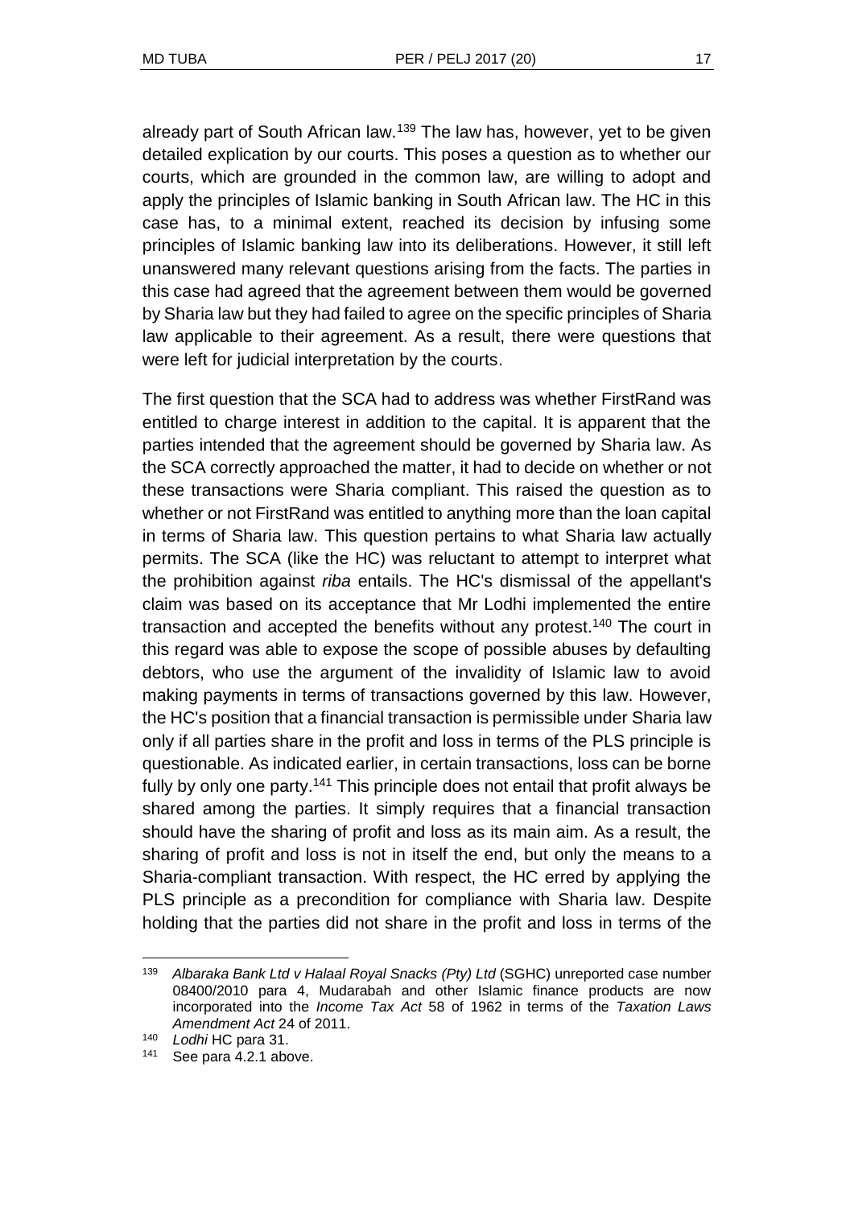already part of South African law.[139] The law has, however, yet to be given detailed explication by our courts. This poses a question as to whether our courts, which are grounded in the common law, are willing to adopt and apply the principles of Islamic banking in South African law. The HC in this case has, to a minimal extent, reached its decision by infusing some principles of Islamic banking law into its deliberations. However, it still left unanswered many relevant questions arising from the facts. The parties in this case had agreed that the agreement between them would be governed by Sharia law but they had failed to agree on the specific principles of Sharia law applicable to their agreement. As a result, there were questions that were left for judicial interpretation by the courts.

The first question that the SCA had to address was whether FirstRand was entitled to charge interest in addition to the capital. It is apparent that the parties intended that the agreement should be governed by Sharia law. As the SCA correctly approached the matter, it had to decide on whether or not these transactions were Sharia compliant. This raised the question as to whether or not FirstRand was entitled to anything more than the loan capital in terms of Sharia law. This question pertains to what Sharia law actually permits. The SCA (like the HC) was reluctant to attempt to interpret what the prohibition against *riba* entails. The HC's dismissal of the appellant's claim was based on its acceptance that Mr Lodhi implemented the entire transaction and accepted the benefits without any protest.[140] The court in this regard was able to expose the scope of possible abuses by defaulting debtors, who use the argument of the invalidity of Islamic law to avoid making payments in terms of transactions governed by this law. However, the HC's position that a financial transaction is permissible under Sharia law only if all parties share in the profit and loss in terms of the PLS principle is questionable. As indicated earlier, in certain transactions, loss can be borne fully by only one party.[141] This principle does not entail that profit always be shared among the parties. It simply requires that a financial transaction should have the sharing of profit and loss as its main aim. As a result, the sharing of profit and loss is not in itself the end, but only the means to a Sharia-compliant transaction. With respect, the HC erred by applying the PLS principle as a precondition for compliance with Sharia law. Despite holding that the parties did not share in the profit and loss in terms of the

---

[139] *Albaraka Bank Ltd v Halaal Royal Snacks (Pty) Ltd* (SGHC) unreported case number 08400/2010 para 4, Mudarabah and other Islamic finance products are now incorporated into the *Income Tax Act* 58 of 1962 in terms of the *Taxation Laws Amendment Act* 24 of 2011.

[140] *Lodhi* HC para 31.

[141] See para 4.2.1 above.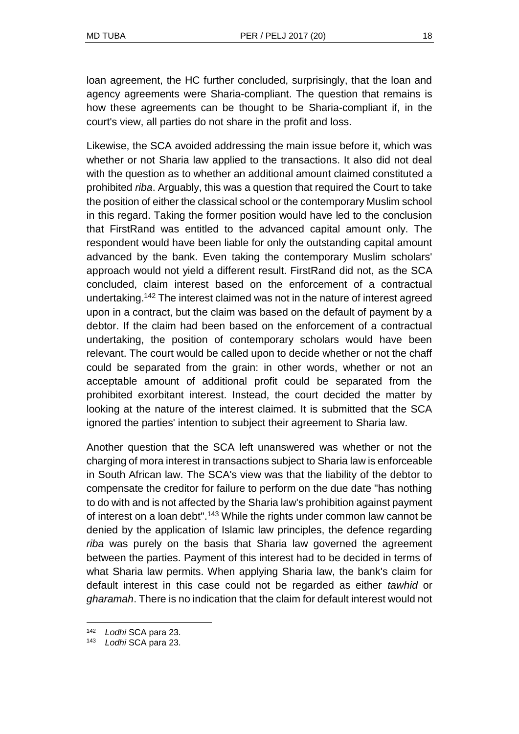loan agreement, the HC further concluded, surprisingly, that the loan and agency agreements were Sharia-compliant. The question that remains is how these agreements can be thought to be Sharia-compliant if, in the court's view, all parties do not share in the profit and loss.

Likewise, the SCA avoided addressing the main issue before it, which was whether or not Sharia law applied to the transactions. It also did not deal with the question as to whether an additional amount claimed constituted a prohibited *riba*. Arguably, this was a question that required the Court to take the position of either the classical school or the contemporary Muslim school in this regard. Taking the former position would have led to the conclusion that FirstRand was entitled to the advanced capital amount only. The respondent would have been liable for only the outstanding capital amount advanced by the bank. Even taking the contemporary Muslim scholars' approach would not yield a different result. FirstRand did not, as the SCA concluded, claim interest based on the enforcement of a contractual undertaking.[142] The interest claimed was not in the nature of interest agreed upon in a contract, but the claim was based on the default of payment by a debtor. If the claim had been based on the enforcement of a contractual undertaking, the position of contemporary scholars would have been relevant. The court would be called upon to decide whether or not the chaff could be separated from the grain: in other words, whether or not an acceptable amount of additional profit could be separated from the prohibited exorbitant interest. Instead, the court decided the matter by looking at the nature of the interest claimed. It is submitted that the SCA ignored the parties' intention to subject their agreement to Sharia law.

Another question that the SCA left unanswered was whether or not the charging of mora interest in transactions subject to Sharia law is enforceable in South African law. The SCA's view was that the liability of the debtor to compensate the creditor for failure to perform on the due date "has nothing to do with and is not affected by the Sharia law's prohibition against payment of interest on a loan debt".[143] While the rights under common law cannot be denied by the application of Islamic law principles, the defence regarding *riba* was purely on the basis that Sharia law governed the agreement between the parties. Payment of this interest had to be decided in terms of what Sharia law permits. When applying Sharia law, the bank's claim for default interest in this case could not be regarded as either *tawhid* or *gharamah*. There is no indication that the claim for default interest would not

---

142 *Lodhi* SCA para 23.

143 *Lodhi* SCA para 23.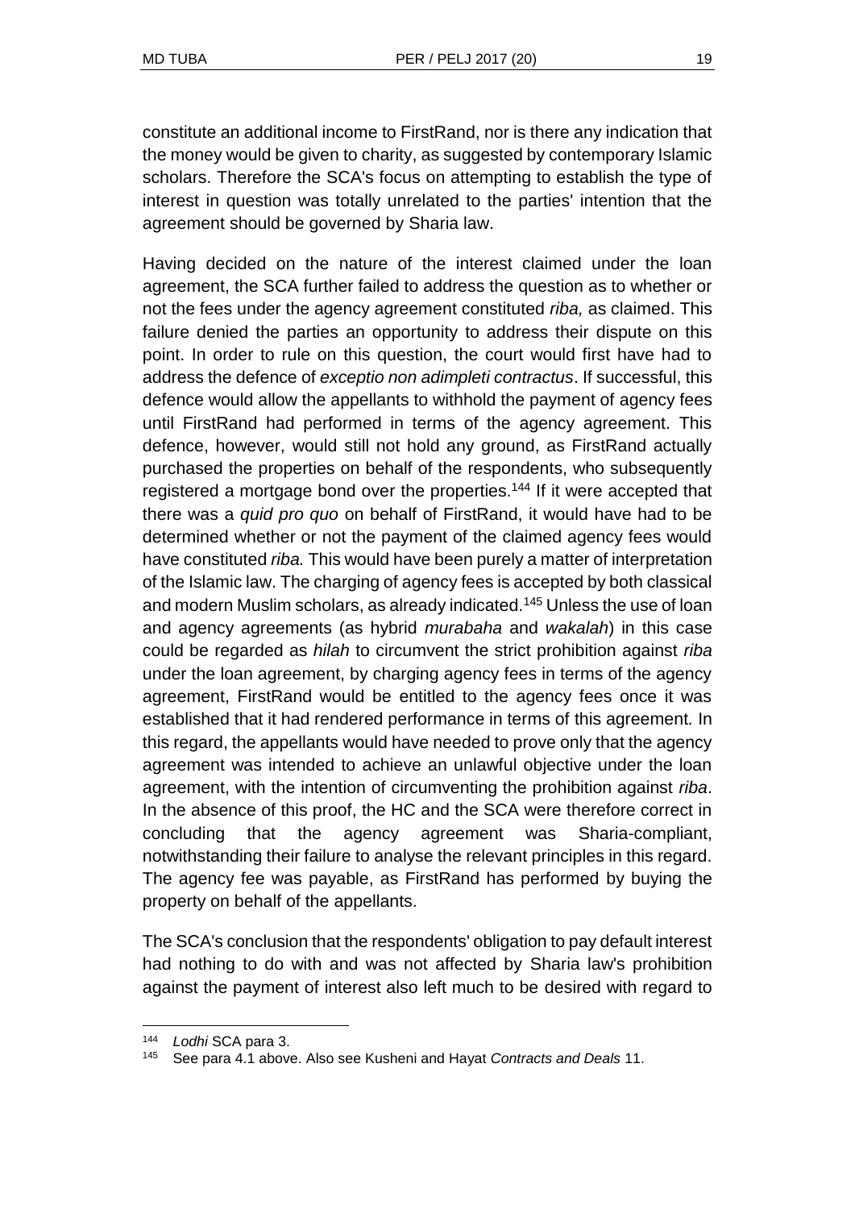constitute an additional income to FirstRand, nor is there any indication that the money would be given to charity, as suggested by contemporary Islamic scholars. Therefore the SCA's focus on attempting to establish the type of interest in question was totally unrelated to the parties' intention that the agreement should be governed by Sharia law.

Having decided on the nature of the interest claimed under the loan agreement, the SCA further failed to address the question as to whether or not the fees under the agency agreement constituted *riba,* as claimed. This failure denied the parties an opportunity to address their dispute on this point. In order to rule on this question, the court would first have had to address the defence of *exceptio non adimpleti contractus*. If successful, this defence would allow the appellants to withhold the payment of agency fees until FirstRand had performed in terms of the agency agreement. This defence, however, would still not hold any ground, as FirstRand actually purchased the properties on behalf of the respondents, who subsequently registered a mortgage bond over the properties.[144] If it were accepted that there was a *quid pro quo* on behalf of FirstRand, it would have had to be determined whether or not the payment of the claimed agency fees would have constituted *riba.* This would have been purely a matter of interpretation of the Islamic law. The charging of agency fees is accepted by both classical and modern Muslim scholars, as already indicated.[145] Unless the use of loan and agency agreements (as hybrid *murabaha* and *wakalah*) in this case could be regarded as *hilah* to circumvent the strict prohibition against *riba* under the loan agreement, by charging agency fees in terms of the agency agreement, FirstRand would be entitled to the agency fees once it was established that it had rendered performance in terms of this agreement. In this regard, the appellants would have needed to prove only that the agency agreement was intended to achieve an unlawful objective under the loan agreement, with the intention of circumventing the prohibition against *riba*. In the absence of this proof, the HC and the SCA were therefore correct in concluding that the agency agreement was Sharia-compliant, notwithstanding their failure to analyse the relevant principles in this regard. The agency fee was payable, as FirstRand has performed by buying the property on behalf of the appellants.

The SCA's conclusion that the respondents' obligation to pay default interest had nothing to do with and was not affected by Sharia law's prohibition against the payment of interest also left much to be desired with regard to

---

[144] *Lodhi* SCA para 3.

[145] See para 4.1 above. Also see Kusheni and Hayat *Contracts and Deals* 11.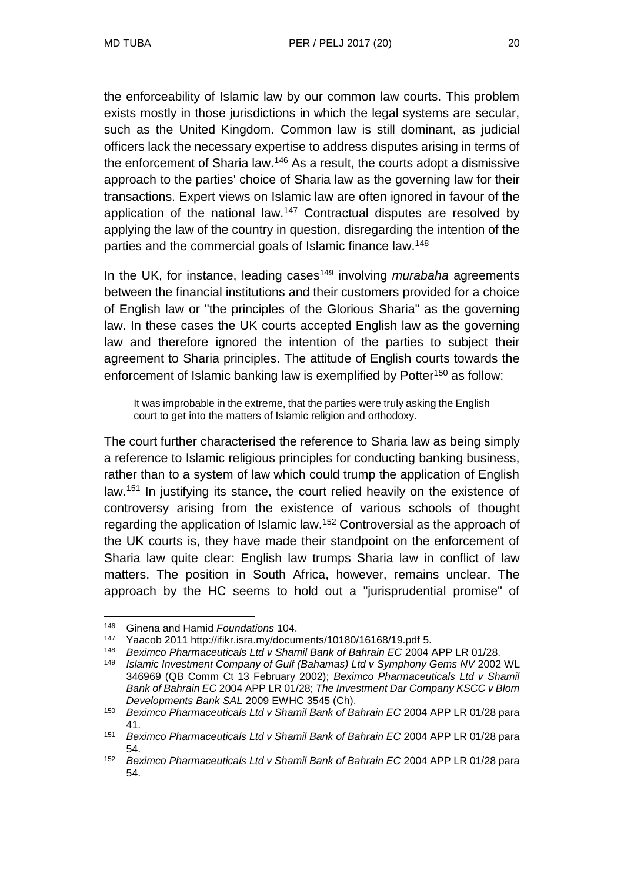the enforceability of Islamic law by our common law courts. This problem exists mostly in those jurisdictions in which the legal systems are secular, such as the United Kingdom. Common law is still dominant, as judicial officers lack the necessary expertise to address disputes arising in terms of the enforcement of Sharia law.[146] As a result, the courts adopt a dismissive approach to the parties' choice of Sharia law as the governing law for their transactions. Expert views on Islamic law are often ignored in favour of the application of the national law.[147] Contractual disputes are resolved by applying the law of the country in question, disregarding the intention of the parties and the commercial goals of Islamic finance law.[148]

In the UK, for instance, leading cases[149] involving *murabaha* agreements between the financial institutions and their customers provided for a choice of English law or "the principles of the Glorious Sharia" as the governing law. In these cases the UK courts accepted English law as the governing law and therefore ignored the intention of the parties to subject their agreement to Sharia principles. The attitude of English courts towards the enforcement of Islamic banking law is exemplified by Potter[150] as follow:

> It was improbable in the extreme, that the parties were truly asking the English court to get into the matters of Islamic religion and orthodoxy.

The court further characterised the reference to Sharia law as being simply a reference to Islamic religious principles for conducting banking business, rather than to a system of law which could trump the application of English law.[151] In justifying its stance, the court relied heavily on the existence of controversy arising from the existence of various schools of thought regarding the application of Islamic law.[152] Controversial as the approach of the UK courts is, they have made their standpoint on the enforcement of Sharia law quite clear: English law trumps Sharia law in conflict of law matters. The position in South Africa, however, remains unclear. The approach by the HC seems to hold out a "jurisprudential promise" of

---

[146] Ginena and Hamid *Foundations* 104.

[147] Yaacob 2011 http://ifikr.isra.my/documents/10180/16168/19.pdf 5.

[148] *Beximco Pharmaceuticals Ltd v Shamil Bank of Bahrain EC* 2004 APP LR 01/28.

[149] *Islamic Investment Company of Gulf (Bahamas) Ltd v Symphony Gems NV* 2002 WL 346969 (QB Comm Ct 13 February 2002); *Beximco Pharmaceuticals Ltd v Shamil Bank of Bahrain EC* 2004 APP LR 01/28; *The Investment Dar Company KSCC v Blom Developments Bank SAL* 2009 EWHC 3545 (Ch).

[150] *Beximco Pharmaceuticals Ltd v Shamil Bank of Bahrain EC* 2004 APP LR 01/28 para 41.

[151] *Beximco Pharmaceuticals Ltd v Shamil Bank of Bahrain EC* 2004 APP LR 01/28 para 54.

[152] *Beximco Pharmaceuticals Ltd v Shamil Bank of Bahrain EC* 2004 APP LR 01/28 para 54.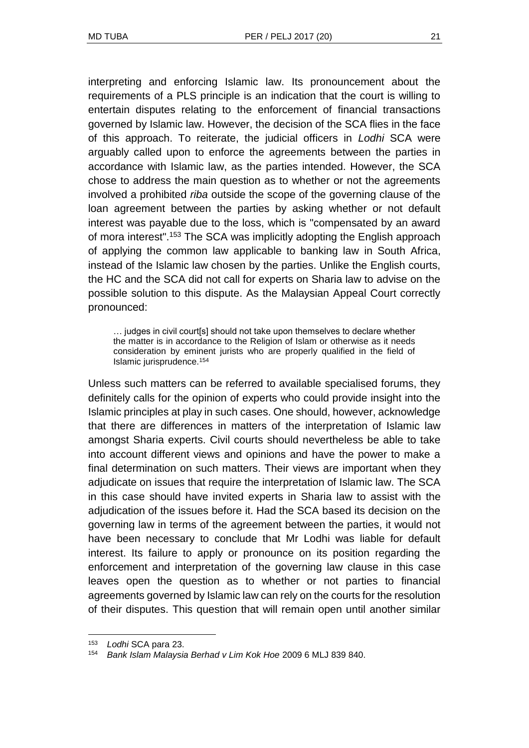interpreting and enforcing Islamic law. Its pronouncement about the requirements of a PLS principle is an indication that the court is willing to entertain disputes relating to the enforcement of financial transactions governed by Islamic law. However, the decision of the SCA flies in the face of this approach. To reiterate, the judicial officers in *Lodhi* SCA were arguably called upon to enforce the agreements between the parties in accordance with Islamic law, as the parties intended. However, the SCA chose to address the main question as to whether or not the agreements involved a prohibited *riba* outside the scope of the governing clause of the loan agreement between the parties by asking whether or not default interest was payable due to the loss, which is "compensated by an award of mora interest".[153] The SCA was implicitly adopting the English approach of applying the common law applicable to banking law in South Africa, instead of the Islamic law chosen by the parties. Unlike the English courts, the HC and the SCA did not call for experts on Sharia law to advise on the possible solution to this dispute. As the Malaysian Appeal Court correctly pronounced:

> … judges in civil court[s] should not take upon themselves to declare whether the matter is in accordance to the Religion of Islam or otherwise as it needs consideration by eminent jurists who are properly qualified in the field of Islamic jurisprudence.[154]

Unless such matters can be referred to available specialised forums, they definitely calls for the opinion of experts who could provide insight into the Islamic principles at play in such cases. One should, however, acknowledge that there are differences in matters of the interpretation of Islamic law amongst Sharia experts. Civil courts should nevertheless be able to take into account different views and opinions and have the power to make a final determination on such matters. Their views are important when they adjudicate on issues that require the interpretation of Islamic law. The SCA in this case should have invited experts in Sharia law to assist with the adjudication of the issues before it. Had the SCA based its decision on the governing law in terms of the agreement between the parties, it would not have been necessary to conclude that Mr Lodhi was liable for default interest. Its failure to apply or pronounce on its position regarding the enforcement and interpretation of the governing law clause in this case leaves open the question as to whether or not parties to financial agreements governed by Islamic law can rely on the courts for the resolution of their disputes. This question that will remain open until another similar

---

[153] *Lodhi* SCA para 23.

[154] *Bank Islam Malaysia Berhad v Lim Kok Hoe* 2009 6 MLJ 839 840.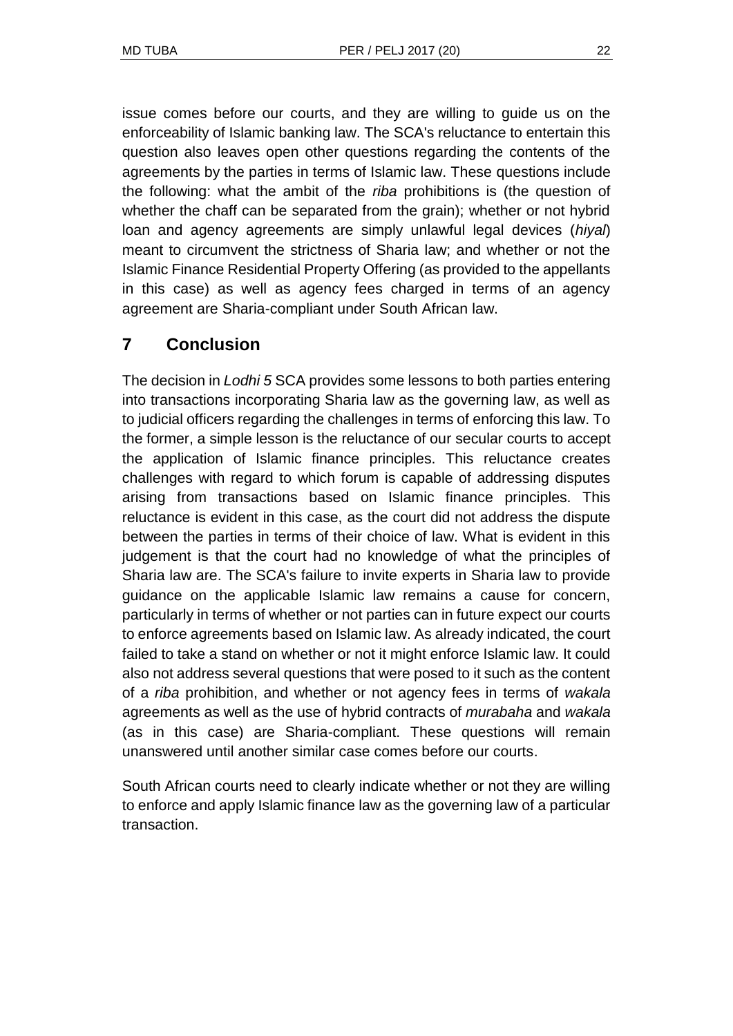issue comes before our courts, and they are willing to guide us on the enforceability of Islamic banking law. The SCA's reluctance to entertain this question also leaves open other questions regarding the contents of the agreements by the parties in terms of Islamic law. These questions include the following: what the ambit of the *riba* prohibitions is (the question of whether the chaff can be separated from the grain); whether or not hybrid loan and agency agreements are simply unlawful legal devices (*hiyal*) meant to circumvent the strictness of Sharia law; and whether or not the Islamic Finance Residential Property Offering (as provided to the appellants in this case) as well as agency fees charged in terms of an agency agreement are Sharia-compliant under South African law.

## 7 Conclusion

The decision in *Lodhi 5* SCA provides some lessons to both parties entering into transactions incorporating Sharia law as the governing law, as well as to judicial officers regarding the challenges in terms of enforcing this law. To the former, a simple lesson is the reluctance of our secular courts to accept the application of Islamic finance principles. This reluctance creates challenges with regard to which forum is capable of addressing disputes arising from transactions based on Islamic finance principles. This reluctance is evident in this case, as the court did not address the dispute between the parties in terms of their choice of law. What is evident in this judgement is that the court had no knowledge of what the principles of Sharia law are. The SCA's failure to invite experts in Sharia law to provide guidance on the applicable Islamic law remains a cause for concern, particularly in terms of whether or not parties can in future expect our courts to enforce agreements based on Islamic law. As already indicated, the court failed to take a stand on whether or not it might enforce Islamic law. It could also not address several questions that were posed to it such as the content of a *riba* prohibition, and whether or not agency fees in terms of *wakala* agreements as well as the use of hybrid contracts of *murabaha* and *wakala* (as in this case) are Sharia-compliant. These questions will remain unanswered until another similar case comes before our courts.

South African courts need to clearly indicate whether or not they are willing to enforce and apply Islamic finance law as the governing law of a particular transaction.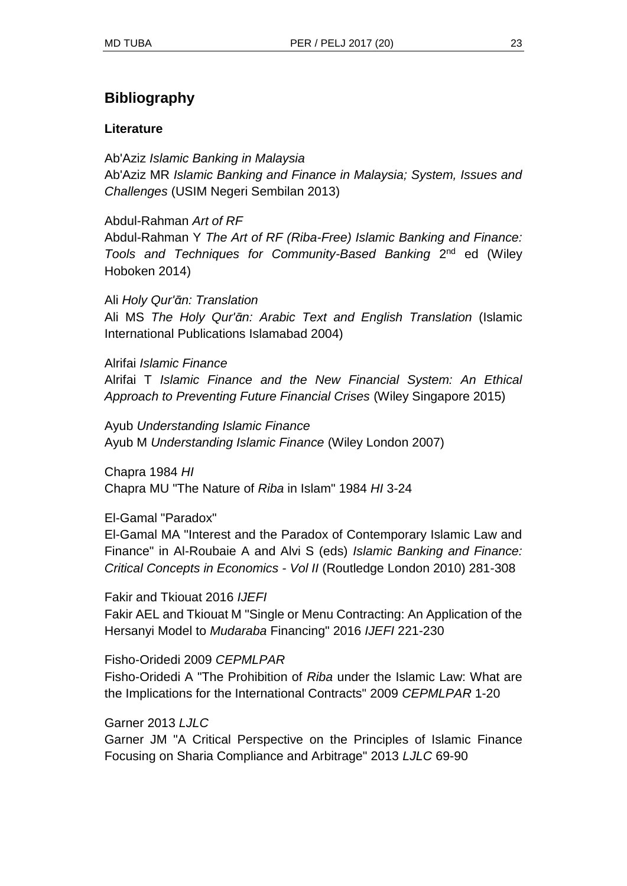## Bibliography

### Literature

Ab'Aziz *Islamic Banking in Malaysia*
Ab'Aziz MR *Islamic Banking and Finance in Malaysia; System, Issues and Challenges* (USIM Negeri Sembilan 2013)

Abdul-Rahman *Art of RF*
Abdul-Rahman Y *The Art of RF (Riba-Free) Islamic Banking and Finance: Tools and Techniques for Community-Based Banking* 2nd ed (Wiley Hoboken 2014)

Ali *Holy Qur'ān: Translation*
Ali MS *The Holy Qur'ān: Arabic Text and English Translation* (Islamic International Publications Islamabad 2004)

Alrifai *Islamic Finance*
Alrifai T *Islamic Finance and the New Financial System: An Ethical Approach to Preventing Future Financial Crises* (Wiley Singapore 2015)

Ayub *Understanding Islamic Finance*
Ayub M *Understanding Islamic Finance* (Wiley London 2007)

Chapra 1984 *HI*
Chapra MU "The Nature of *Riba* in Islam" 1984 *HI* 3-24

El-Gamal "Paradox"
El-Gamal MA "Interest and the Paradox of Contemporary Islamic Law and Finance" in Al-Roubaie A and Alvi S (eds) *Islamic Banking and Finance: Critical Concepts in Economics - Vol II* (Routledge London 2010) 281-308

Fakir and Tkiouat 2016 *IJEFI*
Fakir AEL and Tkiouat M "Single or Menu Contracting: An Application of the Hersanyi Model to *Mudaraba* Financing" 2016 *IJEFI* 221-230

Fisho-Oridedi 2009 *CEPMLPAR*
Fisho-Oridedi A "The Prohibition of *Riba* under the Islamic Law: What are the Implications for the International Contracts" 2009 *CEPMLPAR* 1-20

Garner 2013 *LJLC*
Garner JM "A Critical Perspective on the Principles of Islamic Finance Focusing on Sharia Compliance and Arbitrage" 2013 *LJLC* 69-90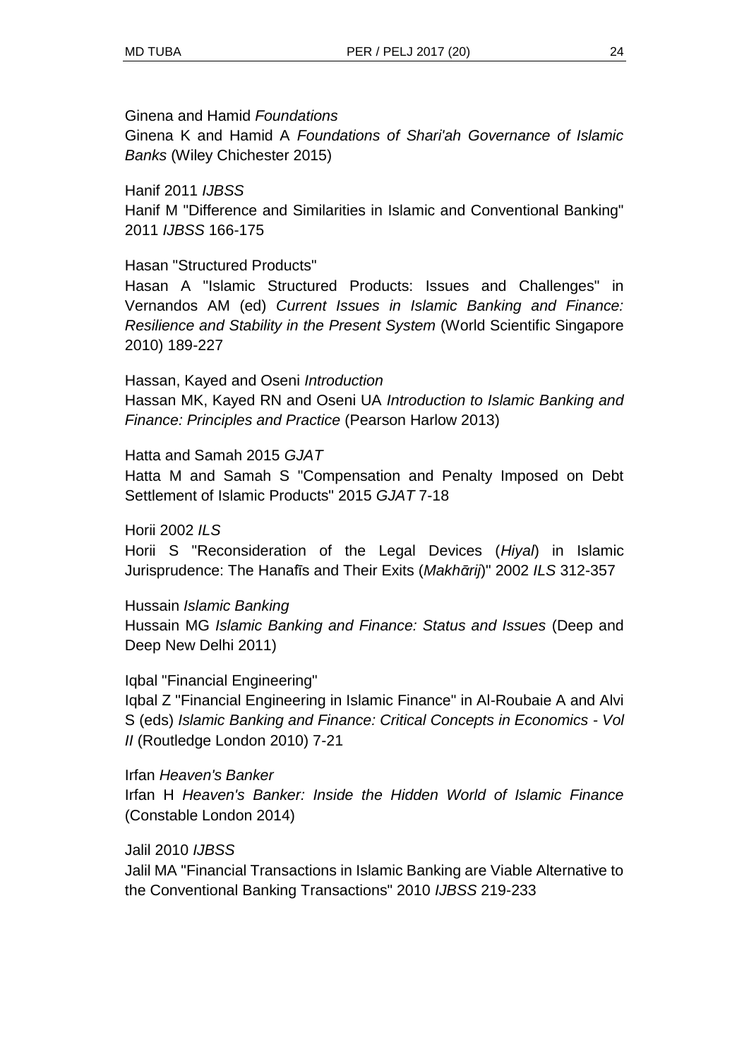Ginena and Hamid *Foundations*

Ginena K and Hamid A *Foundations of Shari'ah Governance of Islamic Banks* (Wiley Chichester 2015)

Hanif 2011 *IJBSS*

Hanif M "Difference and Similarities in Islamic and Conventional Banking" 2011 *IJBSS* 166-175

Hasan "Structured Products"

Hasan A "Islamic Structured Products: Issues and Challenges" in Vernandos AM (ed) *Current Issues in Islamic Banking and Finance: Resilience and Stability in the Present System* (World Scientific Singapore 2010) 189-227

Hassan, Kayed and Oseni *Introduction*

Hassan MK, Kayed RN and Oseni UA *Introduction to Islamic Banking and Finance: Principles and Practice* (Pearson Harlow 2013)

Hatta and Samah 2015 *GJAT*

Hatta M and Samah S "Compensation and Penalty Imposed on Debt Settlement of Islamic Products" 2015 *GJAT* 7-18

Horii 2002 *ILS*

Horii S "Reconsideration of the Legal Devices (*Hiyal*) in Islamic Jurisprudence: The Hanafīs and Their Exits (*Makhārij*)" 2002 *ILS* 312-357

Hussain *Islamic Banking*

Hussain MG *Islamic Banking and Finance: Status and Issues* (Deep and Deep New Delhi 2011)

Iqbal "Financial Engineering"

Iqbal Z "Financial Engineering in Islamic Finance" in Al-Roubaie A and Alvi S (eds) *Islamic Banking and Finance: Critical Concepts in Economics - Vol II* (Routledge London 2010) 7-21

Irfan *Heaven's Banker*

Irfan H *Heaven's Banker: Inside the Hidden World of Islamic Finance* (Constable London 2014)

Jalil 2010 *IJBSS*

Jalil MA "Financial Transactions in Islamic Banking are Viable Alternative to the Conventional Banking Transactions" 2010 *IJBSS* 219-233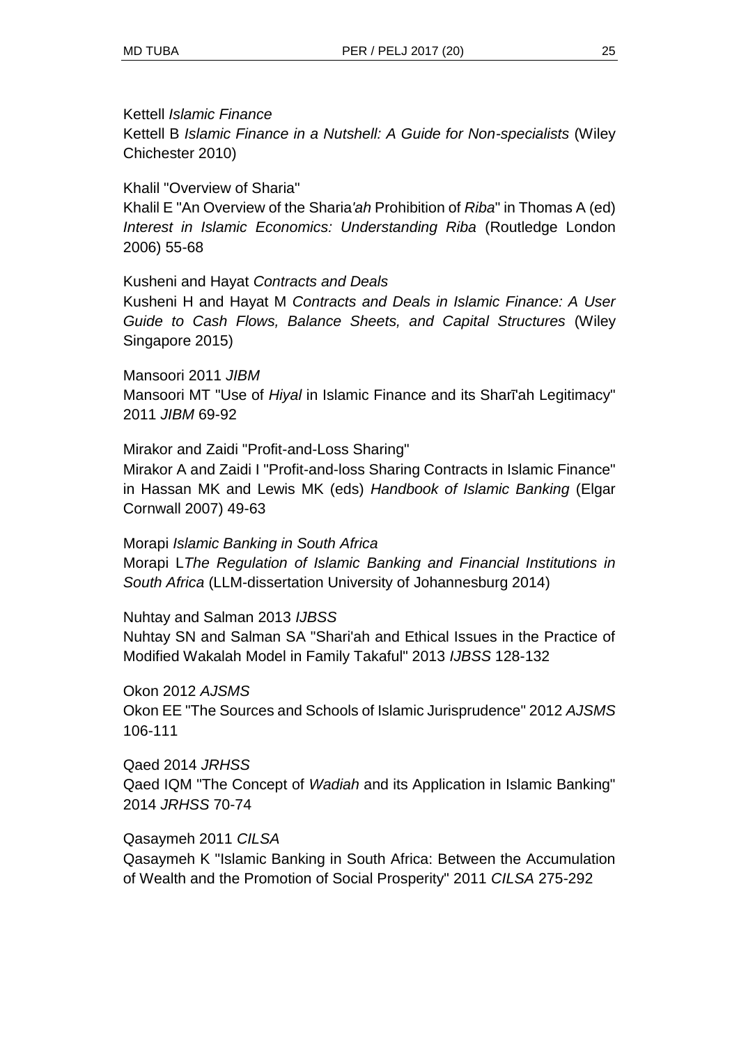Kettell *Islamic Finance*

Kettell B *Islamic Finance in a Nutshell: A Guide for Non-specialists* (Wiley Chichester 2010)

Khalil "Overview of Sharia"

Khalil E "An Overview of the Sharia*'ah* Prohibition of *Riba*" in Thomas A (ed) *Interest in Islamic Economics: Understanding Riba* (Routledge London 2006) 55-68

Kusheni and Hayat *Contracts and Deals*

Kusheni H and Hayat M *Contracts and Deals in Islamic Finance: A User Guide to Cash Flows, Balance Sheets, and Capital Structures* (Wiley Singapore 2015)

Mansoori 2011 *JIBM*

Mansoori MT "Use of *Hiyal* in Islamic Finance and its Sharī'ah Legitimacy" 2011 *JIBM* 69-92

Mirakor and Zaidi "Profit-and-Loss Sharing"

Mirakor A and Zaidi I "Profit-and-loss Sharing Contracts in Islamic Finance" in Hassan MK and Lewis MK (eds) *Handbook of Islamic Banking* (Elgar Cornwall 2007) 49-63

Morapi *Islamic Banking in South Africa*

Morapi L*The Regulation of Islamic Banking and Financial Institutions in South Africa* (LLM-dissertation University of Johannesburg 2014)

Nuhtay and Salman 2013 *IJBSS*

Nuhtay SN and Salman SA "Shari'ah and Ethical Issues in the Practice of Modified Wakalah Model in Family Takaful" 2013 *IJBSS* 128-132

Okon 2012 *AJSMS*

Okon EE "The Sources and Schools of Islamic Jurisprudence" 2012 *AJSMS* 106-111

Qaed 2014 *JRHSS*

Qaed IQM "The Concept of *Wadiah* and its Application in Islamic Banking" 2014 *JRHSS* 70-74

Qasaymeh 2011 *CILSA*

Qasaymeh K "Islamic Banking in South Africa: Between the Accumulation of Wealth and the Promotion of Social Prosperity" 2011 *CILSA* 275-292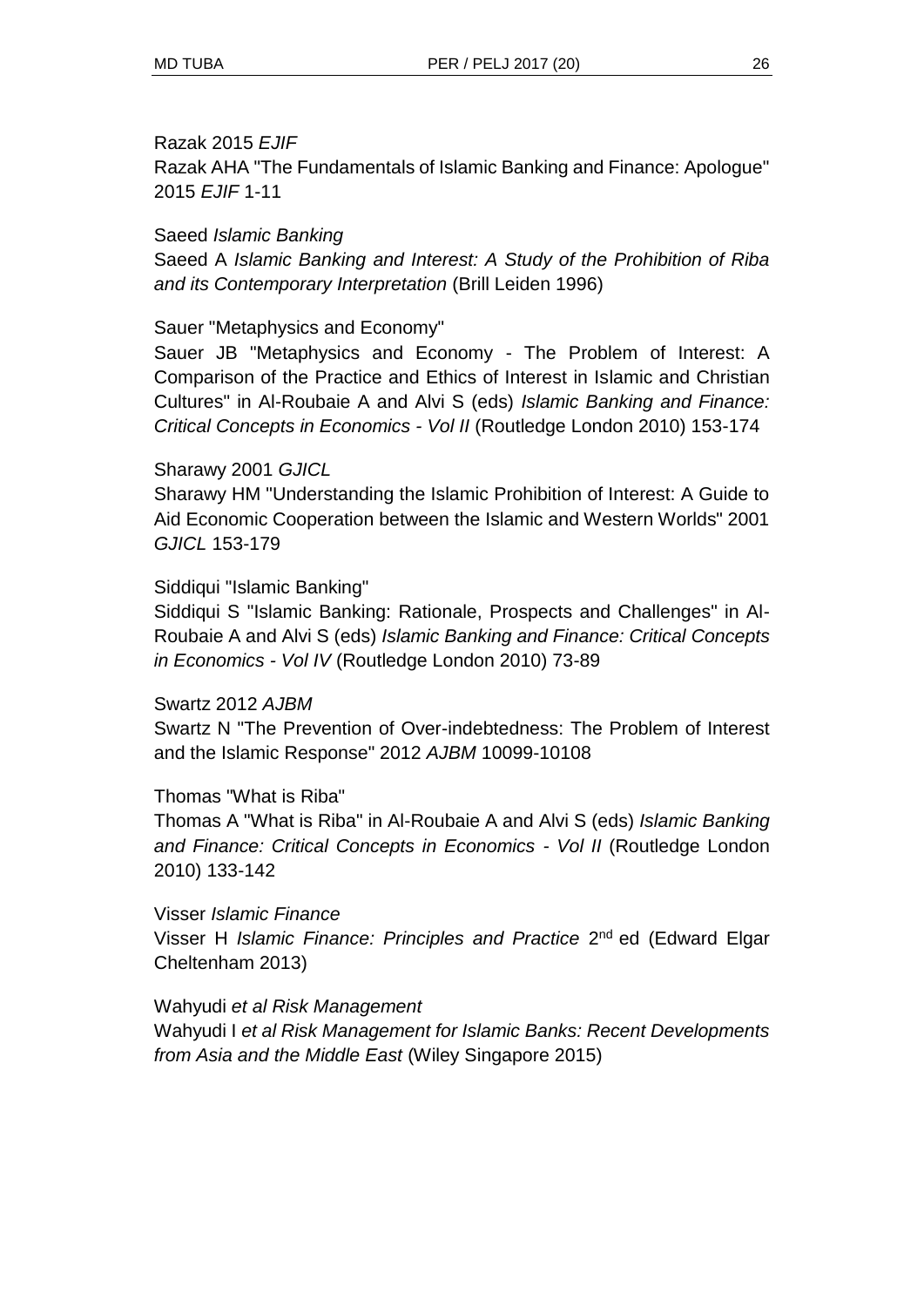Razak 2015 *EJIF*

Razak AHA "The Fundamentals of Islamic Banking and Finance: Apologue" 2015 *EJIF* 1-11

Saeed *Islamic Banking*

Saeed A *Islamic Banking and Interest: A Study of the Prohibition of Riba and its Contemporary Interpretation* (Brill Leiden 1996)

Sauer "Metaphysics and Economy"

Sauer JB "Metaphysics and Economy - The Problem of Interest: A Comparison of the Practice and Ethics of Interest in Islamic and Christian Cultures" in Al-Roubaie A and Alvi S (eds) *Islamic Banking and Finance: Critical Concepts in Economics - Vol II* (Routledge London 2010) 153-174

Sharawy 2001 *GJICL*

Sharawy HM "Understanding the Islamic Prohibition of Interest: A Guide to Aid Economic Cooperation between the Islamic and Western Worlds" 2001 *GJICL* 153-179

Siddiqui "Islamic Banking"

Siddiqui S "Islamic Banking: Rationale, Prospects and Challenges" in Al-Roubaie A and Alvi S (eds) *Islamic Banking and Finance: Critical Concepts in Economics - Vol IV* (Routledge London 2010) 73-89

Swartz 2012 *AJBM*

Swartz N "The Prevention of Over-indebtedness: The Problem of Interest and the Islamic Response" 2012 *AJBM* 10099-10108

Thomas "What is Riba"

Thomas A "What is Riba" in Al-Roubaie A and Alvi S (eds) *Islamic Banking and Finance: Critical Concepts in Economics - Vol II* (Routledge London 2010) 133-142

Visser *Islamic Finance*

Visser H *Islamic Finance: Principles and Practice* 2nd ed (Edward Elgar Cheltenham 2013)

Wahyudi *et al Risk Management*

Wahyudi I *et al Risk Management for Islamic Banks: Recent Developments from Asia and the Middle East* (Wiley Singapore 2015)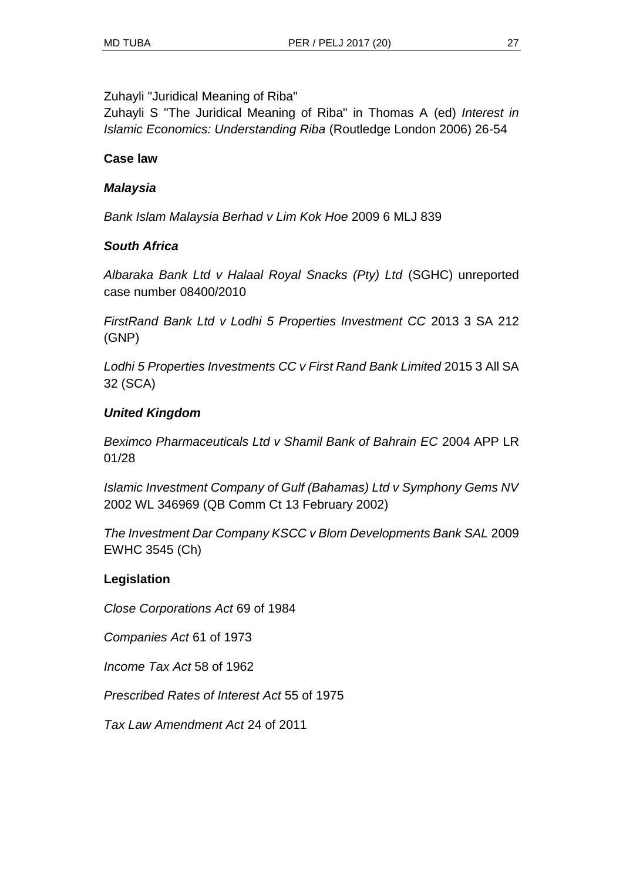Zuhayli "Juridical Meaning of Riba"
Zuhayli S "The Juridical Meaning of Riba" in Thomas A (ed) *Interest in Islamic Economics: Understanding Riba* (Routledge London 2006) 26-54

**Case law**

***Malaysia***

*Bank Islam Malaysia Berhad v Lim Kok Hoe* 2009 6 MLJ 839

***South Africa***

*Albaraka Bank Ltd v Halaal Royal Snacks (Pty) Ltd* (SGHC) unreported case number 08400/2010

*FirstRand Bank Ltd v Lodhi 5 Properties Investment CC* 2013 3 SA 212 (GNP)

*Lodhi 5 Properties Investments CC v First Rand Bank Limited* 2015 3 All SA 32 (SCA)

***United Kingdom***

*Beximco Pharmaceuticals Ltd v Shamil Bank of Bahrain EC* 2004 APP LR 01/28

*Islamic Investment Company of Gulf (Bahamas) Ltd v Symphony Gems NV* 2002 WL 346969 (QB Comm Ct 13 February 2002)

*The Investment Dar Company KSCC v Blom Developments Bank SAL* 2009 EWHC 3545 (Ch)

**Legislation**

*Close Corporations Act* 69 of 1984

*Companies Act* 61 of 1973

*Income Tax Act* 58 of 1962

*Prescribed Rates of Interest Act* 55 of 1975

*Tax Law Amendment Act* 24 of 2011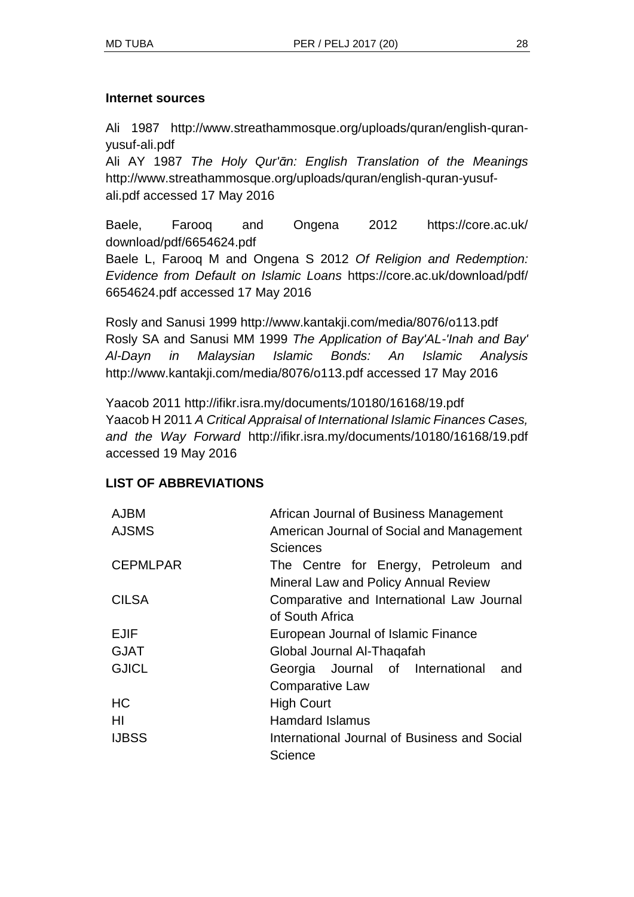**Internet sources**

Ali 1987 http://www.streathammosque.org/uploads/quran/english-quran-yusuf-ali.pdf
Ali AY 1987 *The Holy Qur'ān: English Translation of the Meanings* http://www.streathammosque.org/uploads/quran/english-quran-yusuf-ali.pdf accessed 17 May 2016

Baele, Farooq and Ongena 2012 https://core.ac.uk/download/pdf/6654624.pdf
Baele L, Farooq M and Ongena S 2012 *Of Religion and Redemption: Evidence from Default on Islamic Loans* https://core.ac.uk/download/pdf/6654624.pdf accessed 17 May 2016

Rosly and Sanusi 1999 http://www.kantakji.com/media/8076/o113.pdf
Rosly SA and Sanusi MM 1999 *The Application of Bay'AL-'Inah and Bay' Al-Dayn in Malaysian Islamic Bonds: An Islamic Analysis* http://www.kantakji.com/media/8076/o113.pdf accessed 17 May 2016

Yaacob 2011 http://ifikr.isra.my/documents/10180/16168/19.pdf
Yaacob H 2011 *A Critical Appraisal of International Islamic Finances Cases, and the Way Forward* http://ifikr.isra.my/documents/10180/16168/19.pdf accessed 19 May 2016

**LIST OF ABBREVIATIONS**

| | |
|---|---|
| AJBM | African Journal of Business Management |
| AJSMS | American Journal of Social and Management Sciences |
| CEPMLPAR | The Centre for Energy, Petroleum and Mineral Law and Policy Annual Review |
| CILSA | Comparative and International Law Journal of South Africa |
| EJIF | European Journal of Islamic Finance |
| GJAT | Global Journal Al-Thaqafah |
| GJICL | Georgia Journal of International and Comparative Law |
| HC | High Court |
| HI | Hamdard Islamus |
| IJBSS | International Journal of Business and Social Science |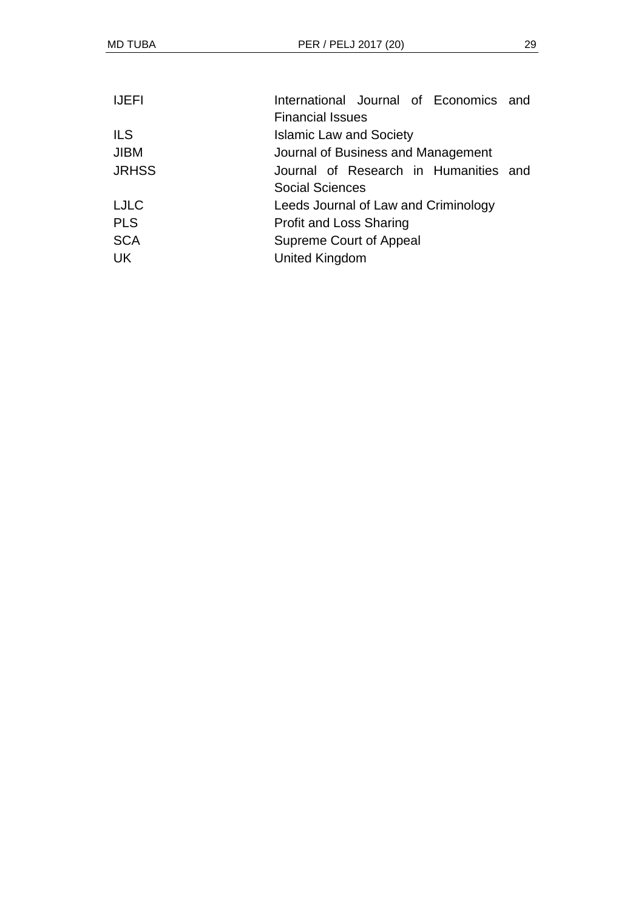| | |
|---|---|
| IJEFI | International Journal of Economics and Financial Issues |
| ILS | Islamic Law and Society |
| JIBM | Journal of Business and Management |
| JRHSS | Journal of Research in Humanities and Social Sciences |
| LJLC | Leeds Journal of Law and Criminology |
| PLS | Profit and Loss Sharing |
| SCA | Supreme Court of Appeal |
| UK | United Kingdom |